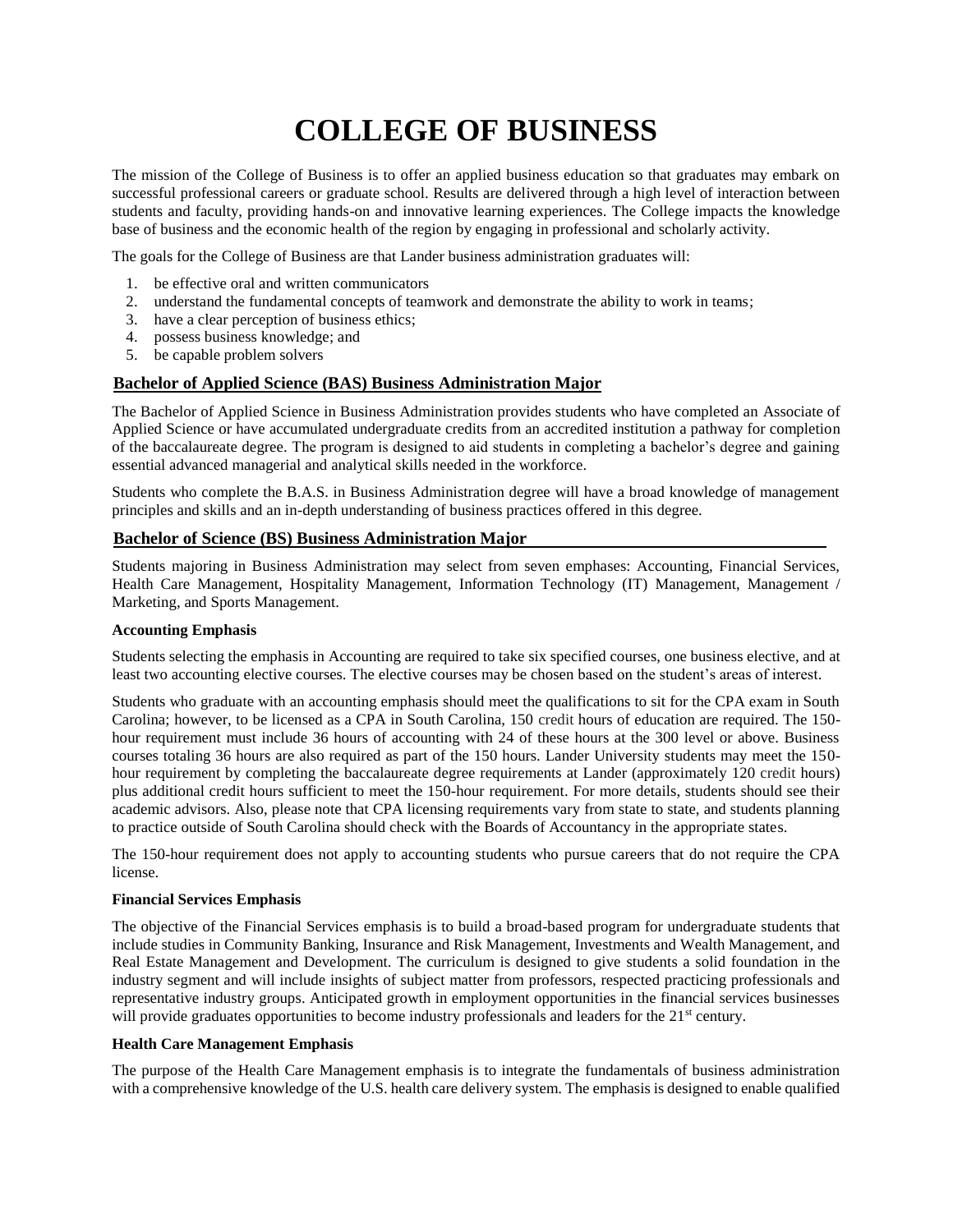# COLLEGE OF BUSINESS

The mission of the College of Business is to offer an applied business education so that graduates may embark on successful professional careers or graduate school. Results are delivered through a high level of interaction between students and faculty, providing hands-on and innovative learning experiences. The College impacts the knowledge base of business and the economic health of the region by engaging in professional and scholarly activity.

The goals for the College of Business are that Lander business administration graduates will:

1. be effective oral and written communicators
2. understand the fundamental concepts of teamwork and demonstrate the ability to work in teams;
3. have a clear perception of business ethics;
4. possess business knowledge; and
5. be capable problem solvers

## Bachelor of Applied Science (BAS) Business Administration Major

The Bachelor of Applied Science in Business Administration provides students who have completed an Associate of Applied Science or have accumulated undergraduate credits from an accredited institution a pathway for completion of the baccalaureate degree. The program is designed to aid students in completing a bachelor's degree and gaining essential advanced managerial and analytical skills needed in the workforce.

Students who complete the B.A.S. in Business Administration degree will have a broad knowledge of management principles and skills and an in-depth understanding of business practices offered in this degree.

## Bachelor of Science (BS) Business Administration Major

Students majoring in Business Administration may select from seven emphases: Accounting, Financial Services, Health Care Management, Hospitality Management, Information Technology (IT) Management, Management / Marketing, and Sports Management.

### Accounting Emphasis

Students selecting the emphasis in Accounting are required to take six specified courses, one business elective, and at least two accounting elective courses. The elective courses may be chosen based on the student's areas of interest.

Students who graduate with an accounting emphasis should meet the qualifications to sit for the CPA exam in South Carolina; however, to be licensed as a CPA in South Carolina, 150 credit hours of education are required. The 150-hour requirement must include 36 hours of accounting with 24 of these hours at the 300 level or above. Business courses totaling 36 hours are also required as part of the 150 hours. Lander University students may meet the 150-hour requirement by completing the baccalaureate degree requirements at Lander (approximately 120 credit hours) plus additional credit hours sufficient to meet the 150-hour requirement. For more details, students should see their academic advisors. Also, please note that CPA licensing requirements vary from state to state, and students planning to practice outside of South Carolina should check with the Boards of Accountancy in the appropriate states.

The 150-hour requirement does not apply to accounting students who pursue careers that do not require the CPA license.

### Financial Services Emphasis

The objective of the Financial Services emphasis is to build a broad-based program for undergraduate students that include studies in Community Banking, Insurance and Risk Management, Investments and Wealth Management, and Real Estate Management and Development. The curriculum is designed to give students a solid foundation in the industry segment and will include insights of subject matter from professors, respected practicing professionals and representative industry groups. Anticipated growth in employment opportunities in the financial services businesses will provide graduates opportunities to become industry professionals and leaders for the 21st century.

### Health Care Management Emphasis

The purpose of the Health Care Management emphasis is to integrate the fundamentals of business administration with a comprehensive knowledge of the U.S. health care delivery system. The emphasis is designed to enable qualified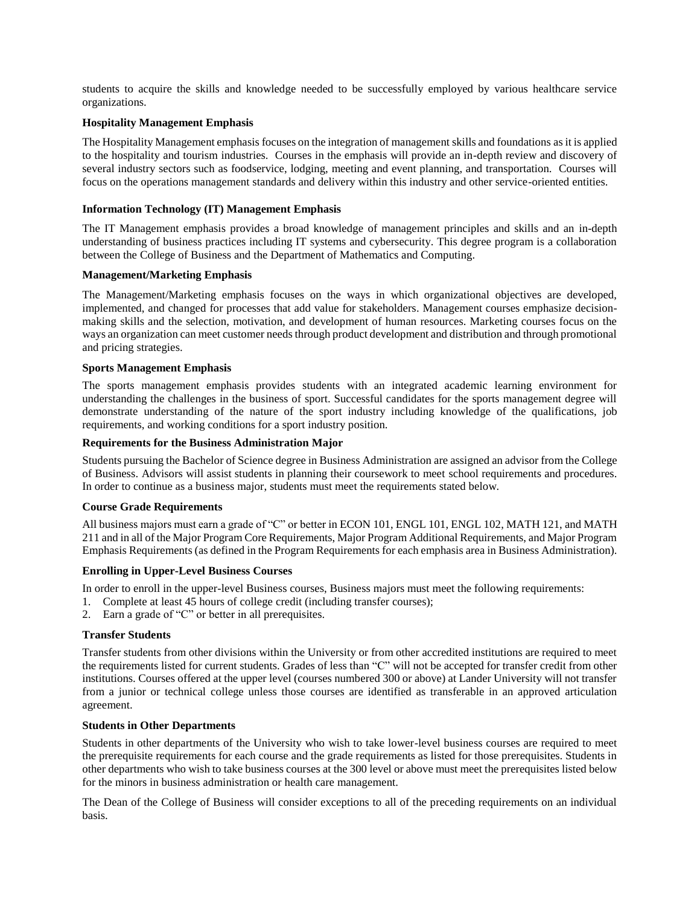students to acquire the skills and knowledge needed to be successfully employed by various healthcare service organizations.

### Hospitality Management Emphasis

The Hospitality Management emphasis focuses on the integration of management skills and foundations as it is applied to the hospitality and tourism industries. Courses in the emphasis will provide an in-depth review and discovery of several industry sectors such as foodservice, lodging, meeting and event planning, and transportation. Courses will focus on the operations management standards and delivery within this industry and other service-oriented entities.

### Information Technology (IT) Management Emphasis

The IT Management emphasis provides a broad knowledge of management principles and skills and an in-depth understanding of business practices including IT systems and cybersecurity. This degree program is a collaboration between the College of Business and the Department of Mathematics and Computing.

### Management/Marketing Emphasis

The Management/Marketing emphasis focuses on the ways in which organizational objectives are developed, implemented, and changed for processes that add value for stakeholders. Management courses emphasize decision-making skills and the selection, motivation, and development of human resources. Marketing courses focus on the ways an organization can meet customer needs through product development and distribution and through promotional and pricing strategies.

### Sports Management Emphasis

The sports management emphasis provides students with an integrated academic learning environment for understanding the challenges in the business of sport. Successful candidates for the sports management degree will demonstrate understanding of the nature of the sport industry including knowledge of the qualifications, job requirements, and working conditions for a sport industry position.

### Requirements for the Business Administration Major

Students pursuing the Bachelor of Science degree in Business Administration are assigned an advisor from the College of Business. Advisors will assist students in planning their coursework to meet school requirements and procedures. In order to continue as a business major, students must meet the requirements stated below.

### Course Grade Requirements

All business majors must earn a grade of "C" or better in ECON 101, ENGL 101, ENGL 102, MATH 121, and MATH 211 and in all of the Major Program Core Requirements, Major Program Additional Requirements, and Major Program Emphasis Requirements (as defined in the Program Requirements for each emphasis area in Business Administration).

### Enrolling in Upper-Level Business Courses

In order to enroll in the upper-level Business courses, Business majors must meet the following requirements:

1. Complete at least 45 hours of college credit (including transfer courses);
2. Earn a grade of "C" or better in all prerequisites.

### Transfer Students

Transfer students from other divisions within the University or from other accredited institutions are required to meet the requirements listed for current students. Grades of less than "C" will not be accepted for transfer credit from other institutions. Courses offered at the upper level (courses numbered 300 or above) at Lander University will not transfer from a junior or technical college unless those courses are identified as transferable in an approved articulation agreement.

### Students in Other Departments

Students in other departments of the University who wish to take lower-level business courses are required to meet the prerequisite requirements for each course and the grade requirements as listed for those prerequisites. Students in other departments who wish to take business courses at the 300 level or above must meet the prerequisites listed below for the minors in business administration or health care management.

The Dean of the College of Business will consider exceptions to all of the preceding requirements on an individual basis.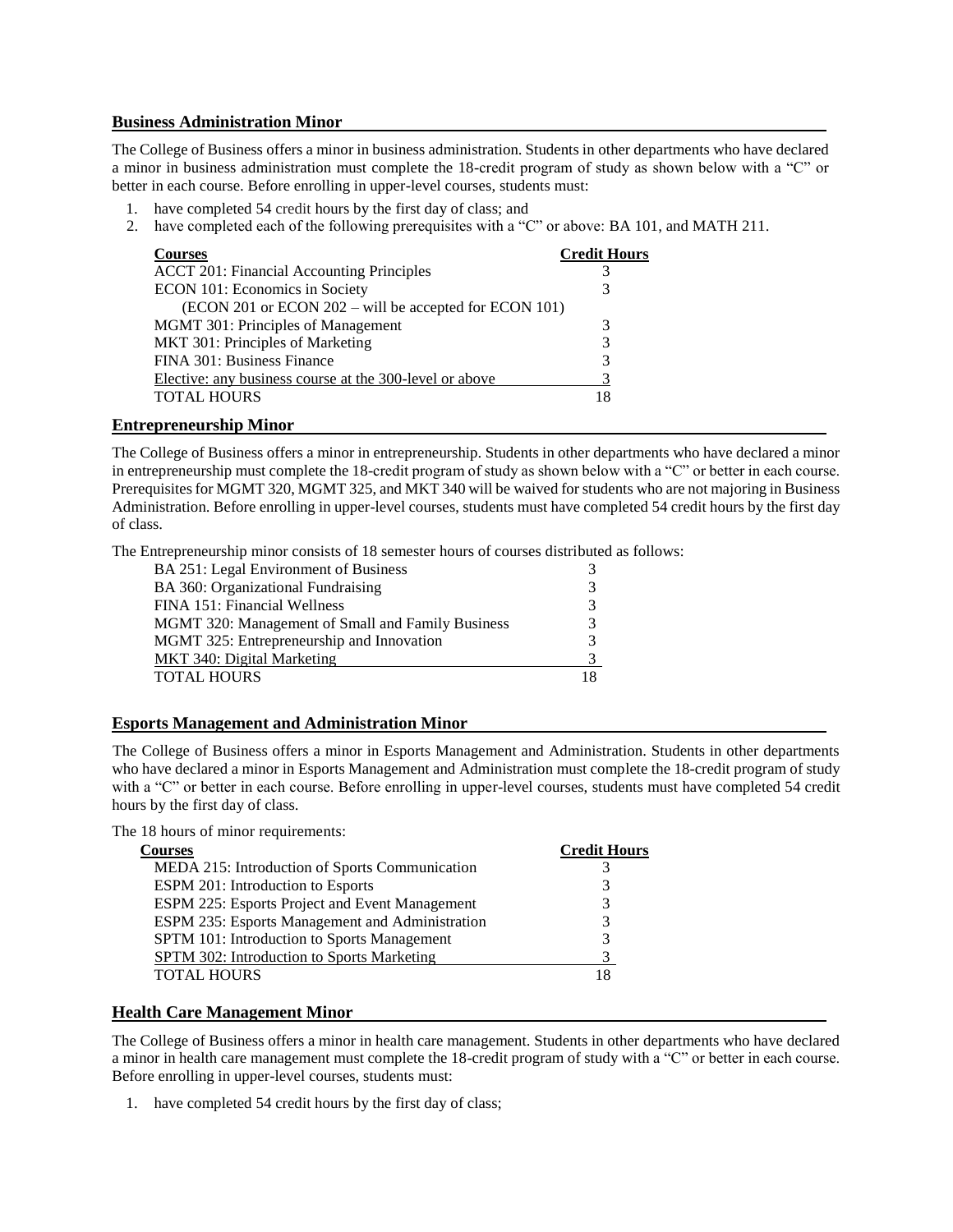## Business Administration Minor

The College of Business offers a minor in business administration. Students in other departments who have declared a minor in business administration must complete the 18-credit program of study as shown below with a "C" or better in each course. Before enrolling in upper-level courses, students must:

1. have completed 54 credit hours by the first day of class; and
2. have completed each of the following prerequisites with a "C" or above: BA 101, and MATH 211.

| Courses | Credit Hours |
|---|---|
| ACCT 201: Financial Accounting Principles | 3 |
| ECON 101: Economics in Society | 3 |
| (ECON 201 or ECON 202 – will be accepted for ECON 101) | |
| MGMT 301: Principles of Management | 3 |
| MKT 301: Principles of Marketing | 3 |
| FINA 301: Business Finance | 3 |
| Elective: any business course at the 300-level or above | 3 |
| TOTAL HOURS | 18 |

## Entrepreneurship Minor

The College of Business offers a minor in entrepreneurship. Students in other departments who have declared a minor in entrepreneurship must complete the 18-credit program of study as shown below with a "C" or better in each course. Prerequisites for MGMT 320, MGMT 325, and MKT 340 will be waived for students who are not majoring in Business Administration. Before enrolling in upper-level courses, students must have completed 54 credit hours by the first day of class.

The Entrepreneurship minor consists of 18 semester hours of courses distributed as follows:

| Course | Credit Hours |
|---|---|
| BA 251: Legal Environment of Business | 3 |
| BA 360: Organizational Fundraising | 3 |
| FINA 151: Financial Wellness | 3 |
| MGMT 320: Management of Small and Family Business | 3 |
| MGMT 325: Entrepreneurship and Innovation | 3 |
| MKT 340: Digital Marketing | 3 |
| TOTAL HOURS | 18 |

## Esports Management and Administration Minor

The College of Business offers a minor in Esports Management and Administration. Students in other departments who have declared a minor in Esports Management and Administration must complete the 18-credit program of study with a "C" or better in each course. Before enrolling in upper-level courses, students must have completed 54 credit hours by the first day of class.

The 18 hours of minor requirements:

| Courses | Credit Hours |
|---|---|
| MEDA 215: Introduction of Sports Communication | 3 |
| ESPM 201: Introduction to Esports | 3 |
| ESPM 225: Esports Project and Event Management | 3 |
| ESPM 235: Esports Management and Administration | 3 |
| SPTM 101: Introduction to Sports Management | 3 |
| SPTM 302: Introduction to Sports Marketing | 3 |
| TOTAL HOURS | 18 |

## Health Care Management Minor

The College of Business offers a minor in health care management. Students in other departments who have declared a minor in health care management must complete the 18-credit program of study with a "C" or better in each course. Before enrolling in upper-level courses, students must:

1. have completed 54 credit hours by the first day of class;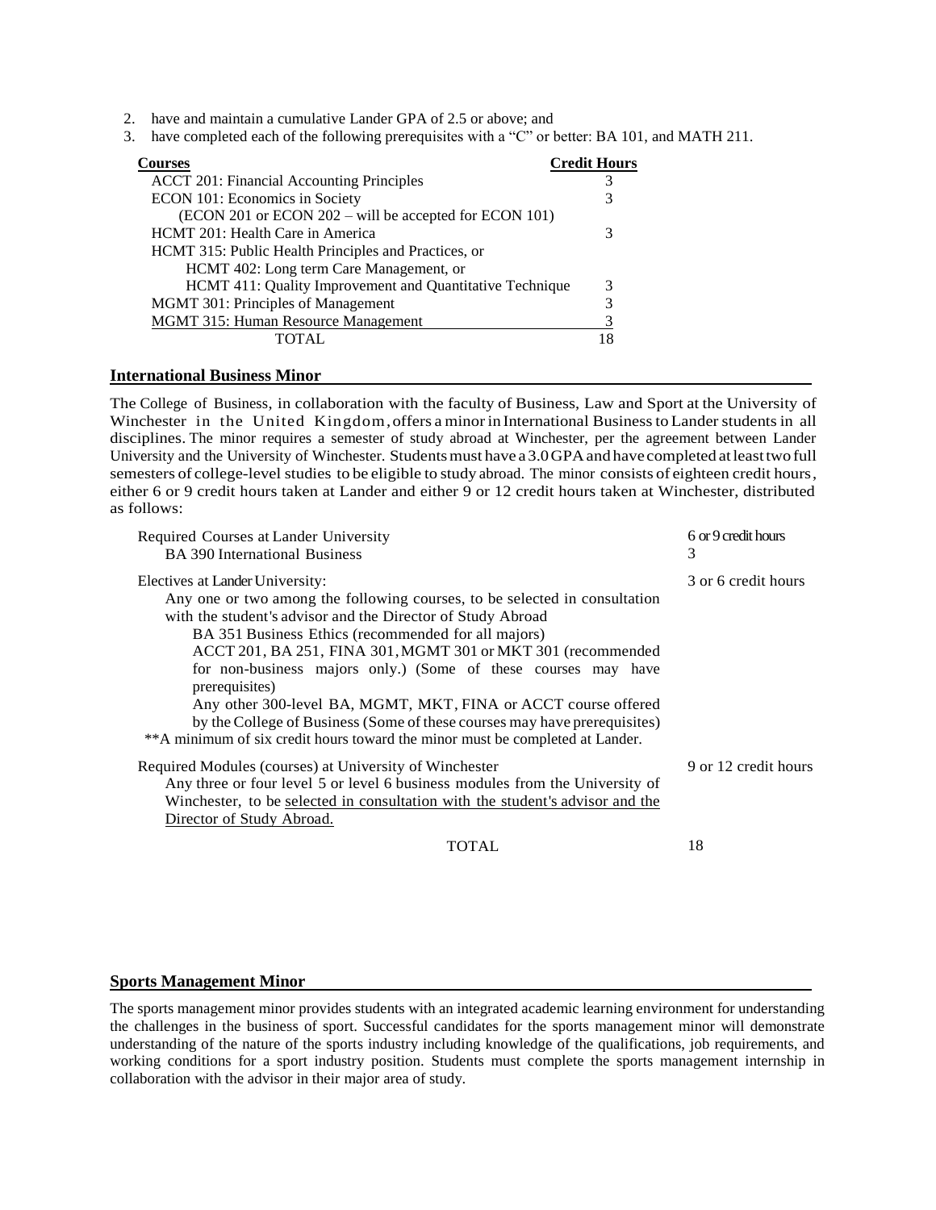2. have and maintain a cumulative Lander GPA of 2.5 or above; and
3. have completed each of the following prerequisites with a "C" or better: BA 101, and MATH 211.

| Courses | Credit Hours |
| --- | --- |
| ACCT 201: Financial Accounting Principles | 3 |
| ECON 101: Economics in Society | 3 |
| (ECON 201 or ECON 202 – will be accepted for ECON 101) | |
| HCMT 201: Health Care in America | 3 |
| HCMT 315: Public Health Principles and Practices, or | |
| HCMT 402: Long term Care Management, or | |
| HCMT 411: Quality Improvement and Quantitative Technique | 3 |
| MGMT 301: Principles of Management | 3 |
| MGMT 315: Human Resource Management | 3 |
| TOTAL | 18 |

## International Business Minor

The College of Business, in collaboration with the faculty of Business, Law and Sport at the University of Winchester in the United Kingdom, offers a minor in International Business to Lander students in all disciplines. The minor requires a semester of study abroad at Winchester, per the agreement between Lander University and the University of Winchester. Students must have a 3.0 GPA and have completed at least two full semesters of college-level studies to be eligible to study abroad. The minor consists of eighteen credit hours, either 6 or 9 credit hours taken at Lander and either 9 or 12 credit hours taken at Winchester, distributed as follows:

| | |
| --- | --- |
| Required Courses at Lander University | 6 or 9 credit hours |
| BA 390 International Business | 3 |
| Electives at Lander University:<br>Any one or two among the following courses, to be selected in consultation with the student's advisor and the Director of Study Abroad<br>BA 351 Business Ethics (recommended for all majors)<br>ACCT 201, BA 251, FINA 301, MGMT 301 or MKT 301 (recommended for non-business majors only.) (Some of these courses may have prerequisites)<br>Any other 300-level BA, MGMT, MKT, FINA or ACCT course offered by the College of Business (Some of these courses may have prerequisites)<br>**A minimum of six credit hours toward the minor must be completed at Lander. | 3 or 6 credit hours |
| Required Modules (courses) at University of Winchester<br>Any three or four level 5 or level 6 business modules from the University of Winchester, to be selected in consultation with the student's advisor and the Director of Study Abroad. | 9 or 12 credit hours |
| TOTAL | 18 |

## Sports Management Minor

The sports management minor provides students with an integrated academic learning environment for understanding the challenges in the business of sport. Successful candidates for the sports management minor will demonstrate understanding of the nature of the sports industry including knowledge of the qualifications, job requirements, and working conditions for a sport industry position. Students must complete the sports management internship in collaboration with the advisor in their major area of study.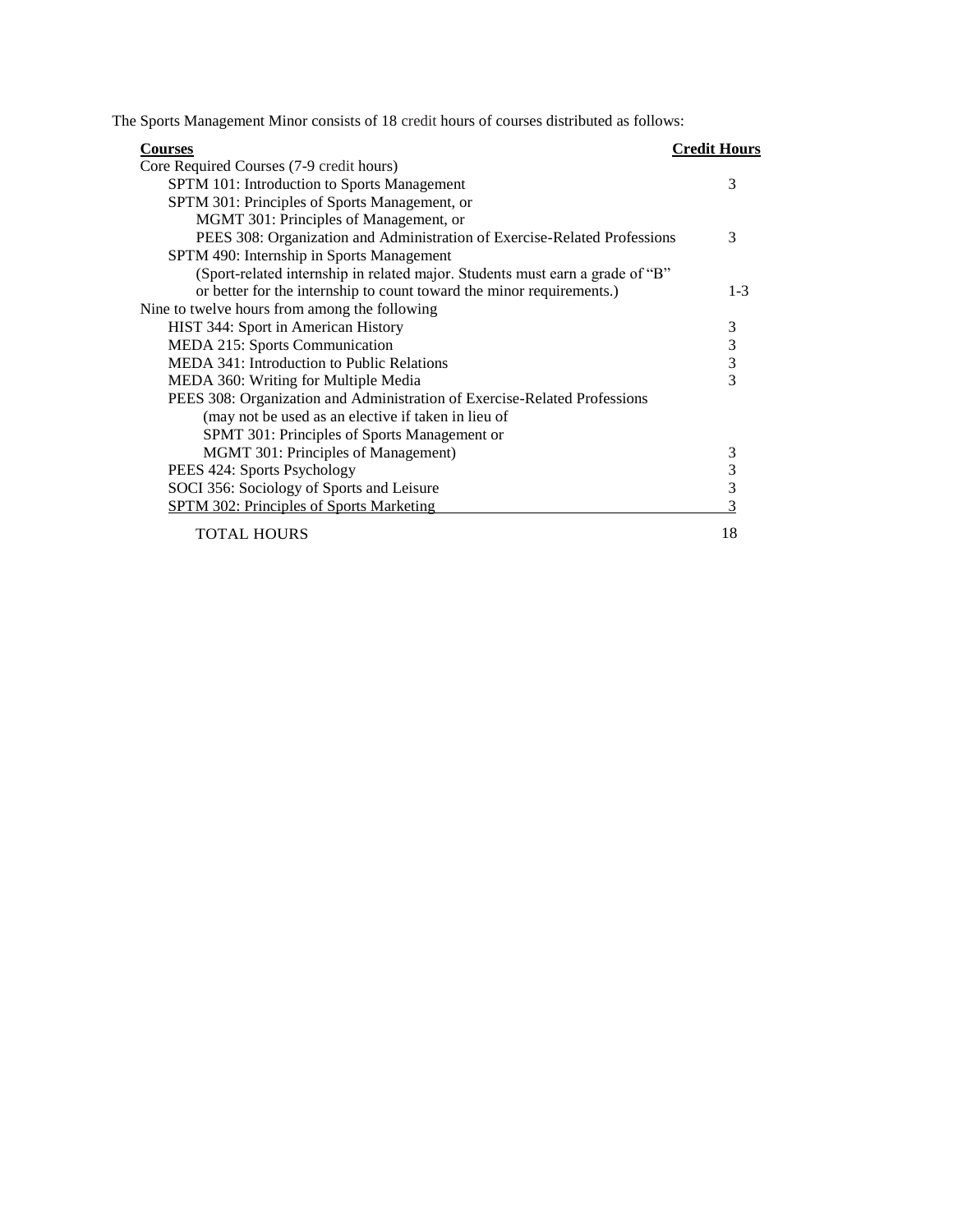The Sports Management Minor consists of 18 credit hours of courses distributed as follows:

| Courses | Credit Hours |
|---|---|
| Core Required Courses (7-9 credit hours) | |
| SPTM 101: Introduction to Sports Management | 3 |
| SPTM 301: Principles of Sports Management, or<br>MGMT 301: Principles of Management, or<br>PEES 308: Organization and Administration of Exercise-Related Professions | 3 |
| SPTM 490: Internship in Sports Management<br>(Sport-related internship in related major. Students must earn a grade of "B" or better for the internship to count toward the minor requirements.) | 1-3 |
| Nine to twelve hours from among the following | |
| HIST 344: Sport in American History | 3 |
| MEDA 215: Sports Communication | 3 |
| MEDA 341: Introduction to Public Relations | 3 |
| MEDA 360: Writing for Multiple Media | 3 |
| PEES 308: Organization and Administration of Exercise-Related Professions (may not be used as an elective if taken in lieu of SPMT 301: Principles of Sports Management or MGMT 301: Principles of Management) | 3 |
| PEES 424: Sports Psychology | 3 |
| SOCI 356: Sociology of Sports and Leisure | 3 |
| SPTM 302: Principles of Sports Marketing | 3 |
| TOTAL HOURS | 18 |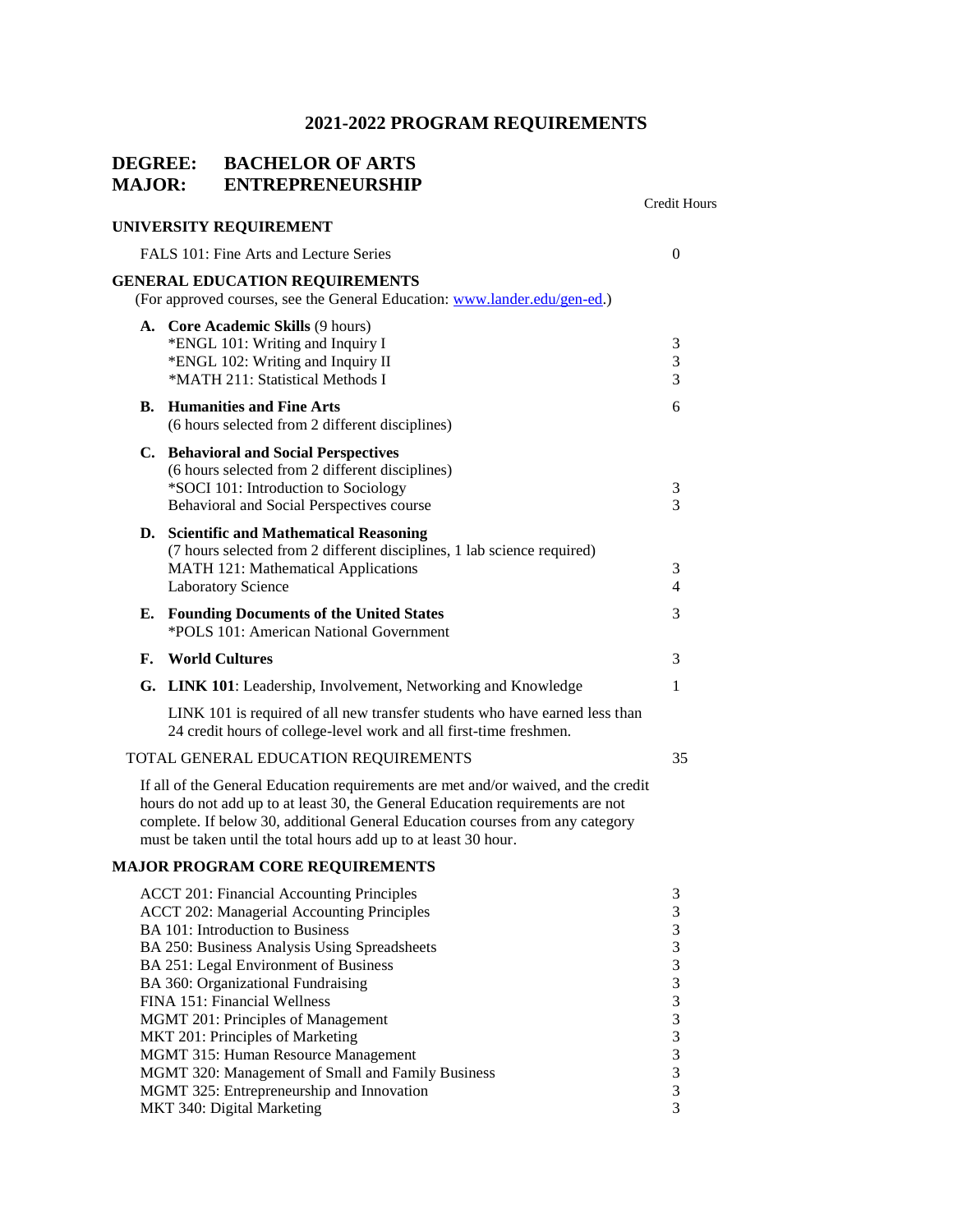# 2021-2022 PROGRAM REQUIREMENTS

## DEGREE: BACHELOR OF ARTS
## MAJOR: ENTREPRENEURSHIP

| | Credit Hours |
|---|---|
| **UNIVERSITY REQUIREMENT** | |
| FALS 101: Fine Arts and Lecture Series | 0 |
| **GENERAL EDUCATION REQUIREMENTS** (For approved courses, see the General Education: [www.lander.edu/gen-ed](www.lander.edu/gen-ed).) | |
| **A. Core Academic Skills** (9 hours) | |
| *ENGL 101: Writing and Inquiry I | 3 |
| *ENGL 102: Writing and Inquiry II | 3 |
| *MATH 211: Statistical Methods I | 3 |
| **B. Humanities and Fine Arts** (6 hours selected from 2 different disciplines) | 6 |
| **C. Behavioral and Social Perspectives** (6 hours selected from 2 different disciplines) | |
| *SOCI 101: Introduction to Sociology | 3 |
| Behavioral and Social Perspectives course | 3 |
| **D. Scientific and Mathematical Reasoning** (7 hours selected from 2 different disciplines, 1 lab science required) | |
| MATH 121: Mathematical Applications | 3 |
| Laboratory Science | 4 |
| **E. Founding Documents of the United States** *POLS 101: American National Government | 3 |
| **F. World Cultures** | 3 |
| **G. LINK 101**: Leadership, Involvement, Networking and Knowledge | 1 |

LINK 101 is required of all new transfer students who have earned less than 24 credit hours of college-level work and all first-time freshmen.

| | |
|---|---|
| TOTAL GENERAL EDUCATION REQUIREMENTS | 35 |

If all of the General Education requirements are met and/or waived, and the credit hours do not add up to at least 30, the General Education requirements are not complete. If below 30, additional General Education courses from any category must be taken until the total hours add up to at least 30 hour.

### MAJOR PROGRAM CORE REQUIREMENTS

| | |
|---|---|
| ACCT 201: Financial Accounting Principles | 3 |
| ACCT 202: Managerial Accounting Principles | 3 |
| BA 101: Introduction to Business | 3 |
| BA 250: Business Analysis Using Spreadsheets | 3 |
| BA 251: Legal Environment of Business | 3 |
| BA 360: Organizational Fundraising | 3 |
| FINA 151: Financial Wellness | 3 |
| MGMT 201: Principles of Management | 3 |
| MKT 201: Principles of Marketing | 3 |
| MGMT 315: Human Resource Management | 3 |
| MGMT 320: Management of Small and Family Business | 3 |
| MGMT 325: Entrepreneurship and Innovation | 3 |
| MKT 340: Digital Marketing | 3 |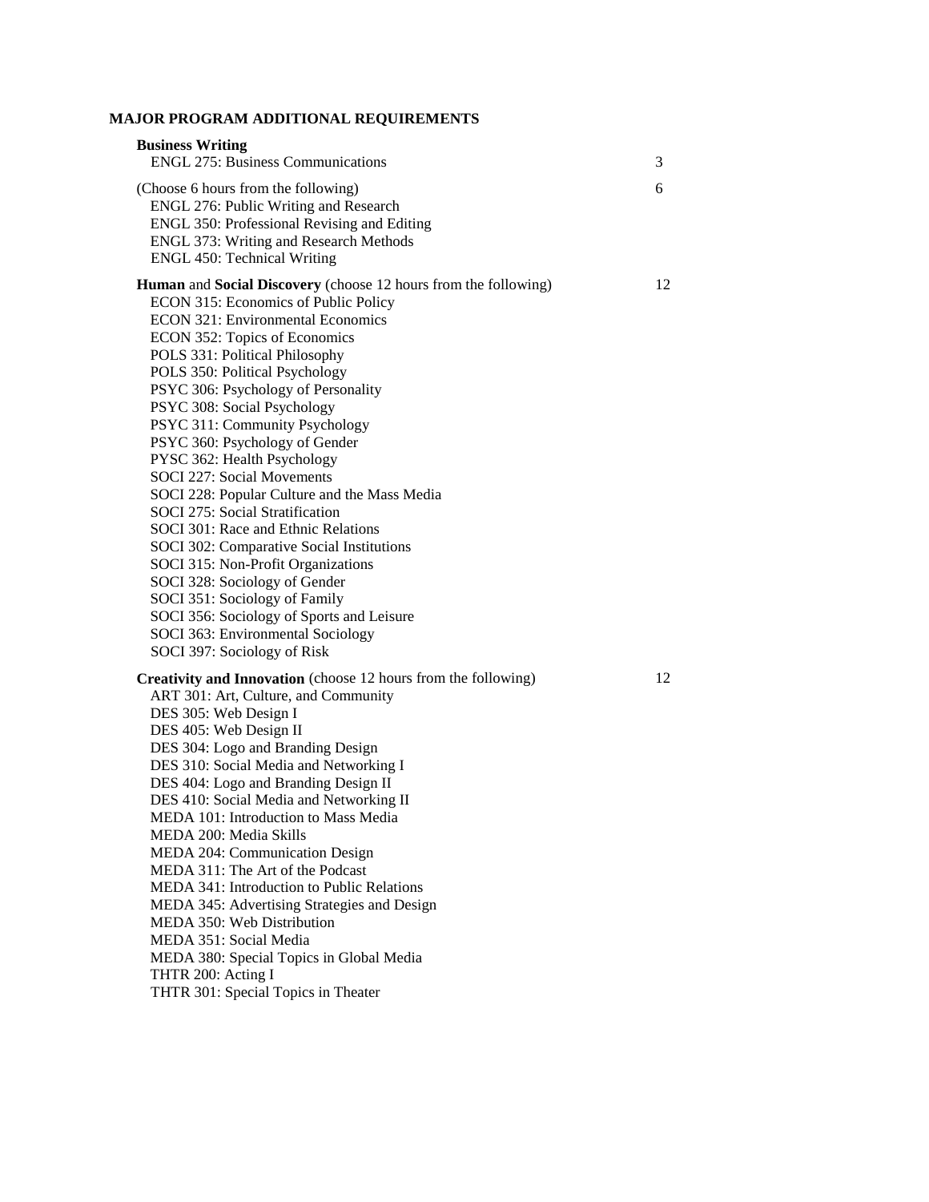## MAJOR PROGRAM ADDITIONAL REQUIREMENTS

| | |
|---|---|
| **Business Writing** | |
| ENGL 275: Business Communications | 3 |
| (Choose 6 hours from the following) | 6 |
| ENGL 276: Public Writing and Research | |
| ENGL 350: Professional Revising and Editing | |
| ENGL 373: Writing and Research Methods | |
| ENGL 450: Technical Writing | |
| **Human** and **Social Discovery** (choose 12 hours from the following) | 12 |
| ECON 315: Economics of Public Policy | |
| ECON 321: Environmental Economics | |
| ECON 352: Topics of Economics | |
| POLS 331: Political Philosophy | |
| POLS 350: Political Psychology | |
| PSYC 306: Psychology of Personality | |
| PSYC 308: Social Psychology | |
| PSYC 311: Community Psychology | |
| PSYC 360: Psychology of Gender | |
| PYSC 362: Health Psychology | |
| SOCI 227: Social Movements | |
| SOCI 228: Popular Culture and the Mass Media | |
| SOCI 275: Social Stratification | |
| SOCI 301: Race and Ethnic Relations | |
| SOCI 302: Comparative Social Institutions | |
| SOCI 315: Non-Profit Organizations | |
| SOCI 328: Sociology of Gender | |
| SOCI 351: Sociology of Family | |
| SOCI 356: Sociology of Sports and Leisure | |
| SOCI 363: Environmental Sociology | |
| SOCI 397: Sociology of Risk | |
| **Creativity and Innovation** (choose 12 hours from the following) | 12 |
| ART 301: Art, Culture, and Community | |
| DES 305: Web Design I | |
| DES 405: Web Design II | |
| DES 304: Logo and Branding Design | |
| DES 310: Social Media and Networking I | |
| DES 404: Logo and Branding Design II | |
| DES 410: Social Media and Networking II | |
| MEDA 101: Introduction to Mass Media | |
| MEDA 200: Media Skills | |
| MEDA 204: Communication Design | |
| MEDA 311: The Art of the Podcast | |
| MEDA 341: Introduction to Public Relations | |
| MEDA 345: Advertising Strategies and Design | |
| MEDA 350: Web Distribution | |
| MEDA 351: Social Media | |
| MEDA 380: Special Topics in Global Media | |
| THTR 200: Acting I | |
| THTR 301: Special Topics in Theater | |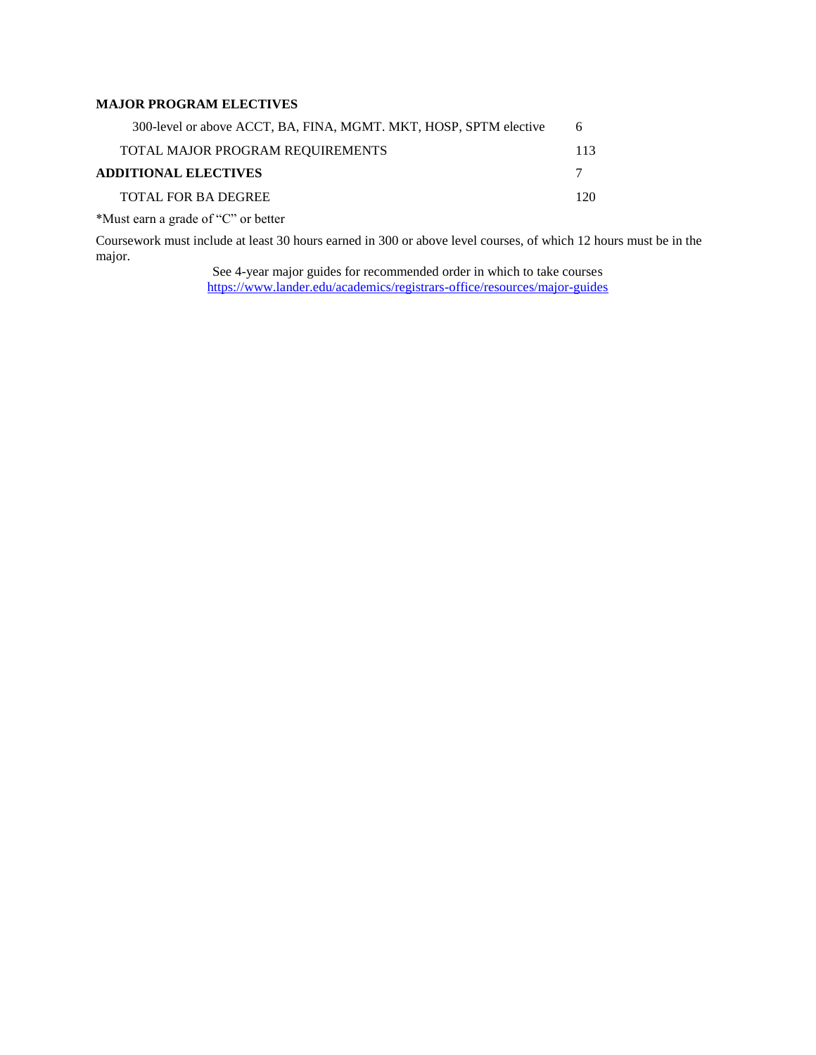**MAJOR PROGRAM ELECTIVES**

| | |
|---|---|
| 300-level or above ACCT, BA, FINA, MGMT. MKT, HOSP, SPTM elective | 6 |
| TOTAL MAJOR PROGRAM REQUIREMENTS | 113 |
| **ADDITIONAL ELECTIVES** | 7 |
| TOTAL FOR BA DEGREE | 120 |

*Must earn a grade of "C" or better

Coursework must include at least 30 hours earned in 300 or above level courses, of which 12 hours must be in the major.

See 4-year major guides for recommended order in which to take courses
https://www.lander.edu/academics/registrars-office/resources/major-guides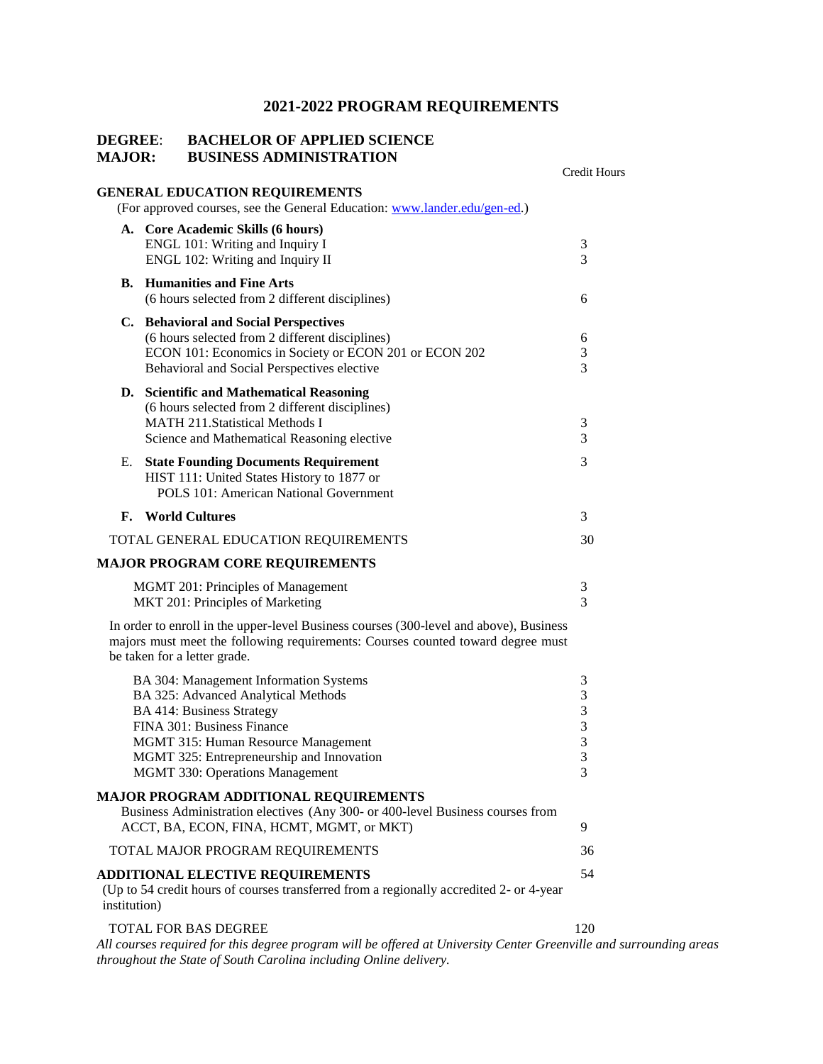# 2021-2022 PROGRAM REQUIREMENTS

## DEGREE: BACHELOR OF APPLIED SCIENCE
## MAJOR: BUSINESS ADMINISTRATION

| | Credit Hours |
|---|---|
| **GENERAL EDUCATION REQUIREMENTS** | |
| (For approved courses, see the General Education: [www.lander.edu/gen-ed](www.lander.edu/gen-ed).) | |
| **A. Core Academic Skills (6 hours)** | |
| ENGL 101: Writing and Inquiry I | 3 |
| ENGL 102: Writing and Inquiry II | 3 |
| **B. Humanities and Fine Arts** | |
| (6 hours selected from 2 different disciplines) | 6 |
| **C. Behavioral and Social Perspectives** | |
| (6 hours selected from 2 different disciplines) | 6 |
| ECON 101: Economics in Society or ECON 201 or ECON 202 | 3 |
| Behavioral and Social Perspectives elective | 3 |
| **D. Scientific and Mathematical Reasoning** | |
| (6 hours selected from 2 different disciplines) | |
| MATH 211.Statistical Methods I | 3 |
| Science and Mathematical Reasoning elective | 3 |
| E. **State Founding Documents Requirement** | 3 |
| HIST 111: United States History to 1877 or POLS 101: American National Government | |
| **F. World Cultures** | 3 |
| TOTAL GENERAL EDUCATION REQUIREMENTS | 30 |
| **MAJOR PROGRAM CORE REQUIREMENTS** | |
| MGMT 201: Principles of Management | 3 |
| MKT 201: Principles of Marketing | 3 |
| In order to enroll in the upper-level Business courses (300-level and above), Business majors must meet the following requirements: Courses counted toward degree must be taken for a letter grade. | |
| BA 304: Management Information Systems | 3 |
| BA 325: Advanced Analytical Methods | 3 |
| BA 414: Business Strategy | 3 |
| FINA 301: Business Finance | 3 |
| MGMT 315: Human Resource Management | 3 |
| MGMT 325: Entrepreneurship and Innovation | 3 |
| MGMT 330: Operations Management | 3 |
| **MAJOR PROGRAM ADDITIONAL REQUIREMENTS** | |
| Business Administration electives (Any 300- or 400-level Business courses from ACCT, BA, ECON, FINA, HCMT, MGMT, or MKT) | 9 |
| TOTAL MAJOR PROGRAM REQUIREMENTS | 36 |
| **ADDITIONAL ELECTIVE REQUIREMENTS** | 54 |
| (Up to 54 credit hours of courses transferred from a regionally accredited 2- or 4-year institution) | |
| TOTAL FOR BAS DEGREE | 120 |

*All courses required for this degree program will be offered at University Center Greenville and surrounding areas throughout the State of South Carolina including Online delivery.*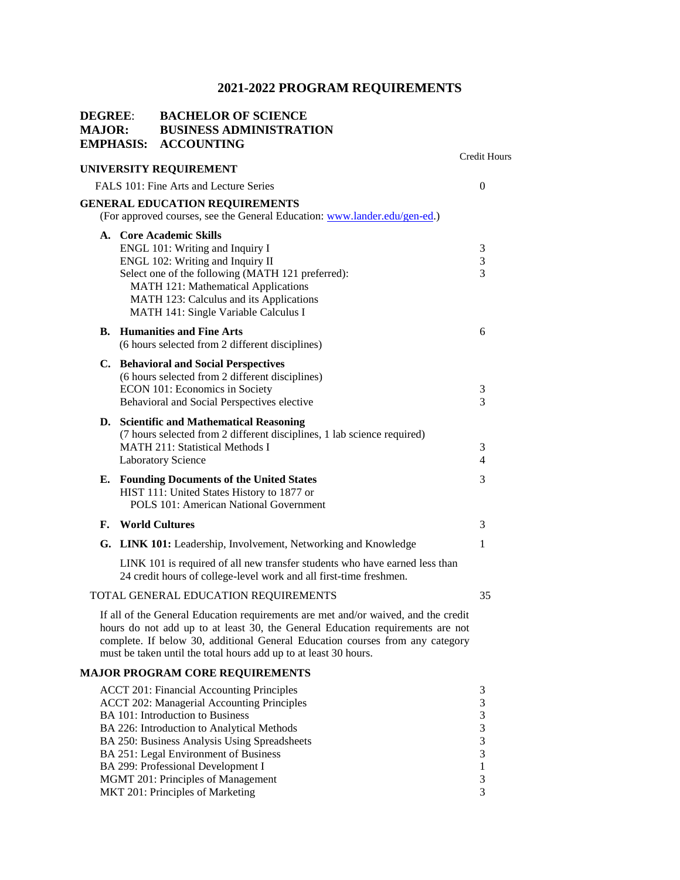# 2021-2022 PROGRAM REQUIREMENTS

**DEGREE:** BACHELOR OF SCIENCE
**MAJOR:** BUSINESS ADMINISTRATION
**EMPHASIS:** ACCOUNTING

| | Credit Hours |
|---|---|
| **UNIVERSITY REQUIREMENT** | |
| FALS 101: Fine Arts and Lecture Series | 0 |
| **GENERAL EDUCATION REQUIREMENTS** | |
| (For approved courses, see the General Education: www.lander.edu/gen-ed.) | |
| **A. Core Academic Skills** | |
| ENGL 101: Writing and Inquiry I | 3 |
| ENGL 102: Writing and Inquiry II | 3 |
| Select one of the following (MATH 121 preferred): | 3 |
| MATH 121: Mathematical Applications | |
| MATH 123: Calculus and its Applications | |
| MATH 141: Single Variable Calculus I | |
| **B. Humanities and Fine Arts** | 6 |
| (6 hours selected from 2 different disciplines) | |
| **C. Behavioral and Social Perspectives** | |
| (6 hours selected from 2 different disciplines) | |
| ECON 101: Economics in Society | 3 |
| Behavioral and Social Perspectives elective | 3 |
| **D. Scientific and Mathematical Reasoning** | |
| (7 hours selected from 2 different disciplines, 1 lab science required) | |
| MATH 211: Statistical Methods I | 3 |
| Laboratory Science | 4 |
| **E. Founding Documents of the United States** | 3 |
| HIST 111: United States History to 1877 or | |
| POLS 101: American National Government | |
| **F. World Cultures** | 3 |
| **G. LINK 101:** Leadership, Involvement, Networking and Knowledge | 1 |

LINK 101 is required of all new transfer students who have earned less than 24 credit hours of college-level work and all first-time freshmen.

| | |
|---|---|
| TOTAL GENERAL EDUCATION REQUIREMENTS | 35 |

If all of the General Education requirements are met and/or waived, and the credit hours do not add up to at least 30, the General Education requirements are not complete. If below 30, additional General Education courses from any category must be taken until the total hours add up to at least 30 hours.

**MAJOR PROGRAM CORE REQUIREMENTS**

| | |
|---|---|
| ACCT 201: Financial Accounting Principles | 3 |
| ACCT 202: Managerial Accounting Principles | 3 |
| BA 101: Introduction to Business | 3 |
| BA 226: Introduction to Analytical Methods | 3 |
| BA 250: Business Analysis Using Spreadsheets | 3 |
| BA 251: Legal Environment of Business | 3 |
| BA 299: Professional Development I | 1 |
| MGMT 201: Principles of Management | 3 |
| MKT 201: Principles of Marketing | 3 |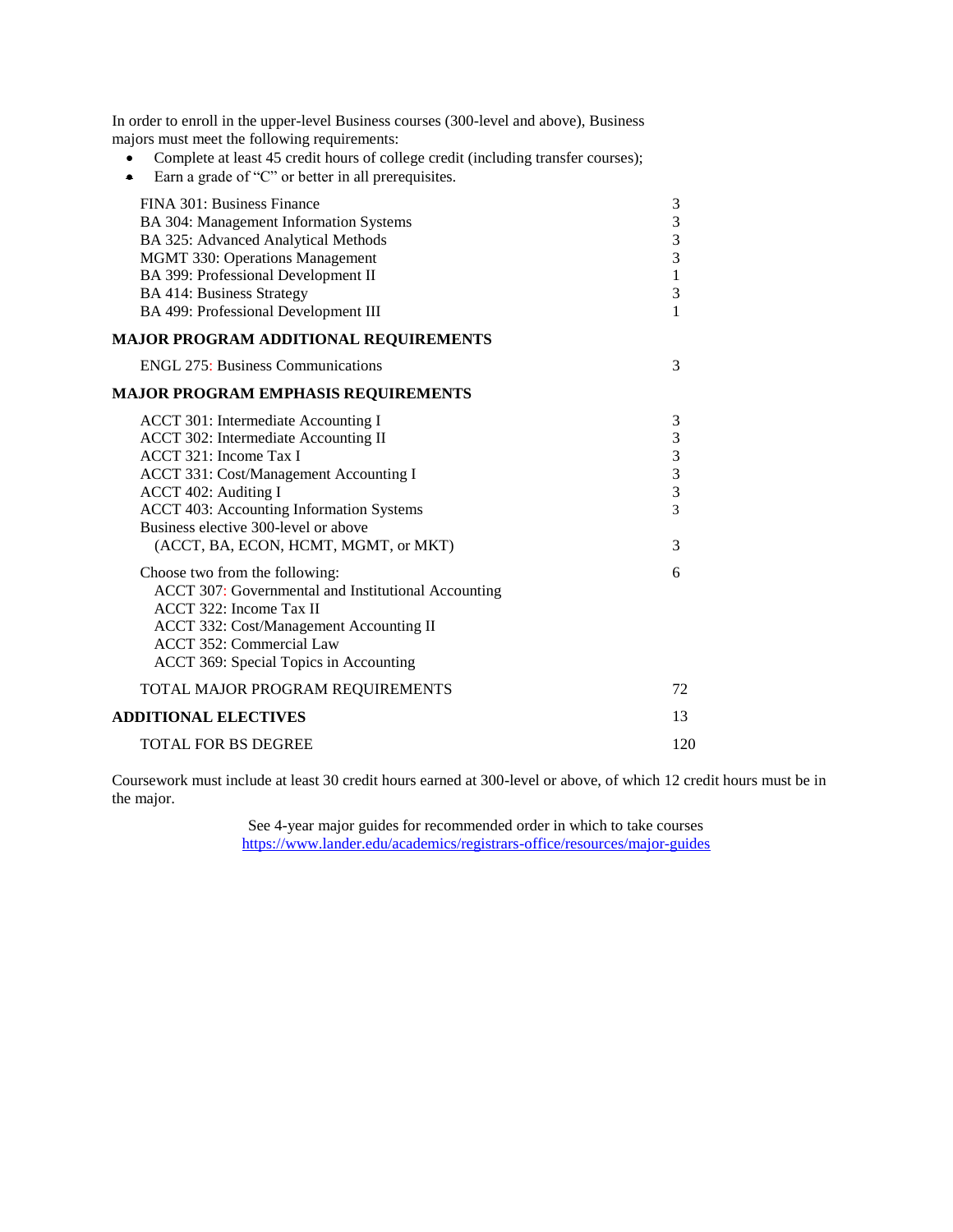In order to enroll in the upper-level Business courses (300-level and above), Business majors must meet the following requirements:

- Complete at least 45 credit hours of college credit (including transfer courses);
- Earn a grade of "C" or better in all prerequisites.

| Course | Credits |
|---|---|
| FINA 301: Business Finance | 3 |
| BA 304: Management Information Systems | 3 |
| BA 325: Advanced Analytical Methods | 3 |
| MGMT 330: Operations Management | 3 |
| BA 399: Professional Development II | 1 |
| BA 414: Business Strategy | 3 |
| BA 499: Professional Development III | 1 |

**MAJOR PROGRAM ADDITIONAL REQUIREMENTS**

| Course | Credits |
|---|---|
| ENGL 275: Business Communications | 3 |

**MAJOR PROGRAM EMPHASIS REQUIREMENTS**

| Course | Credits |
|---|---|
| ACCT 301: Intermediate Accounting I | 3 |
| ACCT 302: Intermediate Accounting II | 3 |
| ACCT 321: Income Tax I | 3 |
| ACCT 331: Cost/Management Accounting I | 3 |
| ACCT 402: Auditing I | 3 |
| ACCT 403: Accounting Information Systems | 3 |
| Business elective 300-level or above (ACCT, BA, ECON, HCMT, MGMT, or MKT) | 3 |

Choose two from the following: 6

- ACCT 307: Governmental and Institutional Accounting
- ACCT 322: Income Tax II
- ACCT 332: Cost/Management Accounting II
- ACCT 352: Commercial Law
- ACCT 369: Special Topics in Accounting

| | |
|---|---|
| TOTAL MAJOR PROGRAM REQUIREMENTS | 72 |
| **ADDITIONAL ELECTIVES** | 13 |
| TOTAL FOR BS DEGREE | 120 |

Coursework must include at least 30 credit hours earned at 300-level or above, of which 12 credit hours must be in the major.

See 4-year major guides for recommended order in which to take courses
https://www.lander.edu/academics/registrars-office/resources/major-guides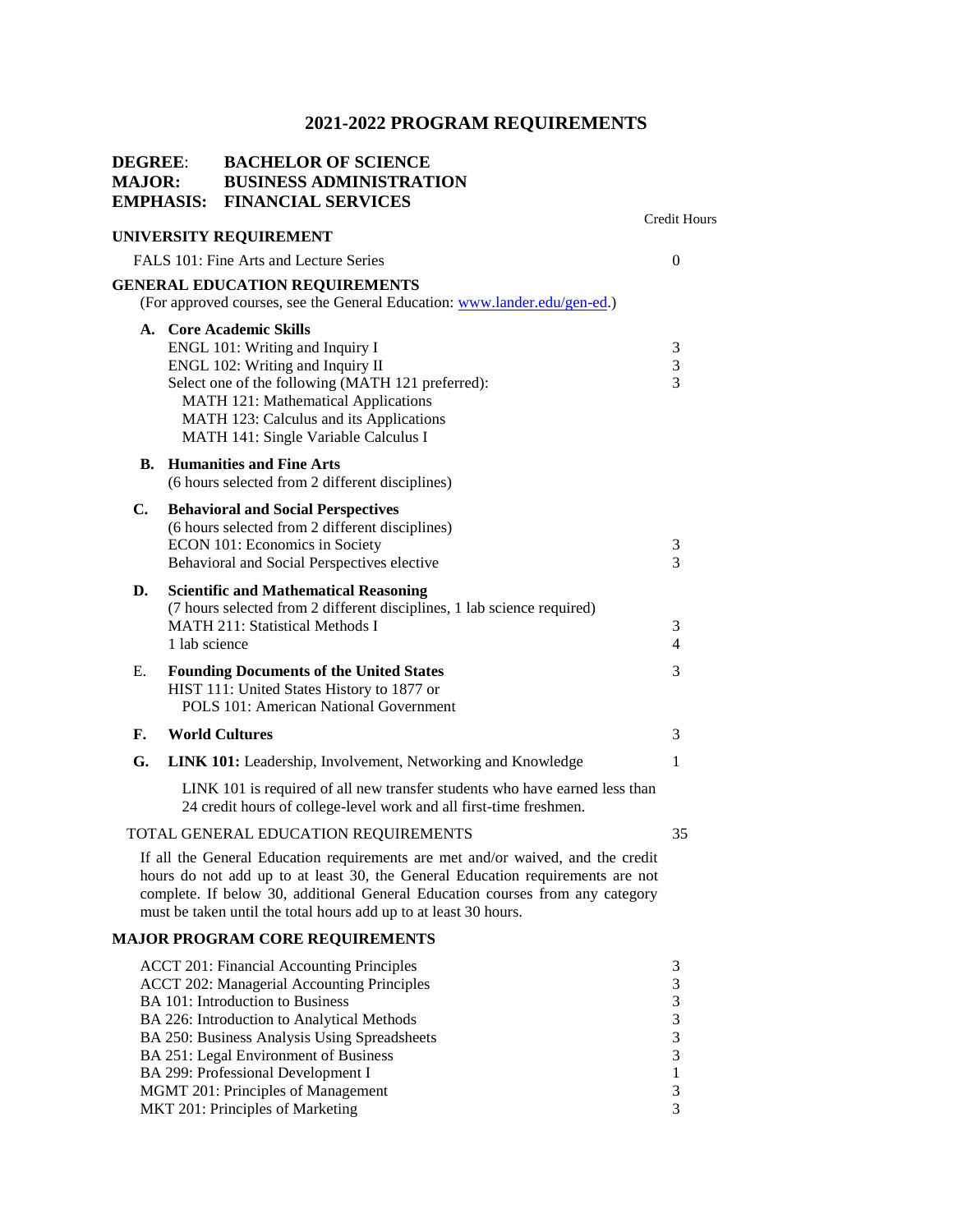# 2021-2022 PROGRAM REQUIREMENTS

**DEGREE:** **BACHELOR OF SCIENCE**
**MAJOR:** **BUSINESS ADMINISTRATION**
**EMPHASIS:** **FINANCIAL SERVICES**

| | Credit Hours |
|---|---|
| **UNIVERSITY REQUIREMENT** | |
| FALS 101: Fine Arts and Lecture Series | 0 |
| **GENERAL EDUCATION REQUIREMENTS** (For approved courses, see the General Education: www.lander.edu/gen-ed.) | |
| **A. Core Academic Skills** | |
| ENGL 101: Writing and Inquiry I | 3 |
| ENGL 102: Writing and Inquiry II | 3 |
| Select one of the following (MATH 121 preferred): MATH 121: Mathematical Applications; MATH 123: Calculus and its Applications; MATH 141: Single Variable Calculus I | 3 |
| **B. Humanities and Fine Arts** (6 hours selected from 2 different disciplines) | |
| **C. Behavioral and Social Perspectives** (6 hours selected from 2 different disciplines) | |
| ECON 101: Economics in Society | 3 |
| Behavioral and Social Perspectives elective | 3 |
| **D. Scientific and Mathematical Reasoning** (7 hours selected from 2 different disciplines, 1 lab science required) | |
| MATH 211: Statistical Methods I | 3 |
| 1 lab science | 4 |
| E. **Founding Documents of the United States** — HIST 111: United States History to 1877 or POLS 101: American National Government | 3 |
| **F. World Cultures** | 3 |
| **G. LINK 101:** Leadership, Involvement, Networking and Knowledge | 1 |

LINK 101 is required of all new transfer students who have earned less than 24 credit hours of college-level work and all first-time freshmen.

| | |
|---|---|
| TOTAL GENERAL EDUCATION REQUIREMENTS | 35 |

If all the General Education requirements are met and/or waived, and the credit hours do not add up to at least 30, the General Education requirements are not complete. If below 30, additional General Education courses from any category must be taken until the total hours add up to at least 30 hours.

**MAJOR PROGRAM CORE REQUIREMENTS**

| | |
|---|---|
| ACCT 201: Financial Accounting Principles | 3 |
| ACCT 202: Managerial Accounting Principles | 3 |
| BA 101: Introduction to Business | 3 |
| BA 226: Introduction to Analytical Methods | 3 |
| BA 250: Business Analysis Using Spreadsheets | 3 |
| BA 251: Legal Environment of Business | 3 |
| BA 299: Professional Development I | 1 |
| MGMT 201: Principles of Management | 3 |
| MKT 201: Principles of Marketing | 3 |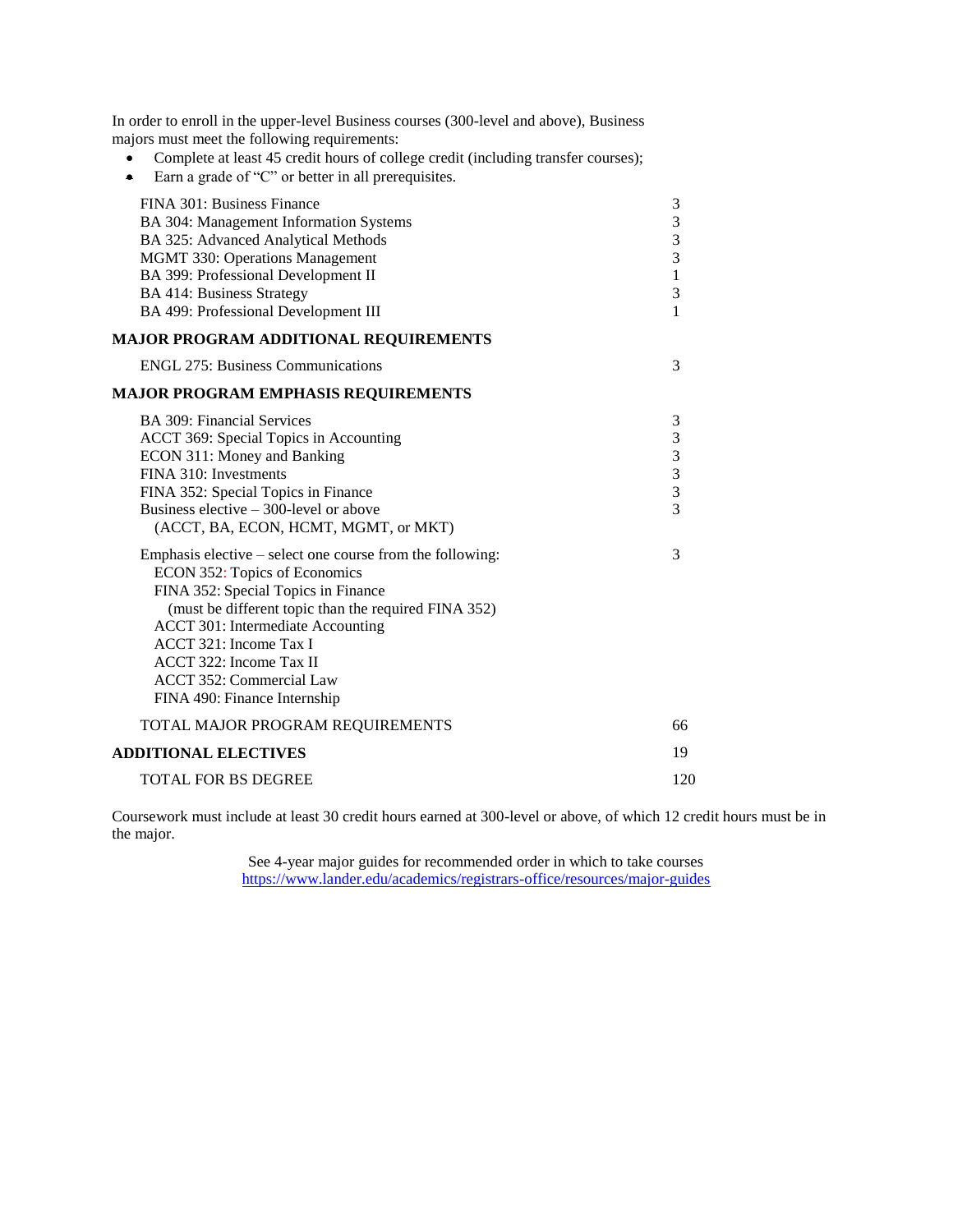In order to enroll in the upper-level Business courses (300-level and above), Business majors must meet the following requirements:

- Complete at least 45 credit hours of college credit (including transfer courses);
- Earn a grade of "C" or better in all prerequisites.

| Course | Credits |
|---|---|
| FINA 301: Business Finance | 3 |
| BA 304: Management Information Systems | 3 |
| BA 325: Advanced Analytical Methods | 3 |
| MGMT 330: Operations Management | 3 |
| BA 399: Professional Development II | 1 |
| BA 414: Business Strategy | 3 |
| BA 499: Professional Development III | 1 |

**MAJOR PROGRAM ADDITIONAL REQUIREMENTS**

| Course | Credits |
|---|---|
| ENGL 275: Business Communications | 3 |

**MAJOR PROGRAM EMPHASIS REQUIREMENTS**

| Course | Credits |
|---|---|
| BA 309: Financial Services | 3 |
| ACCT 369: Special Topics in Accounting | 3 |
| ECON 311: Money and Banking | 3 |
| FINA 310: Investments | 3 |
| FINA 352: Special Topics in Finance | 3 |
| Business elective – 300-level or above (ACCT, BA, ECON, HCMT, MGMT, or MKT) | 3 |
| Emphasis elective – select one course from the following: ECON 352: Topics of Economics; FINA 352: Special Topics in Finance (must be different topic than the required FINA 352); ACCT 301: Intermediate Accounting; ACCT 321: Income Tax I; ACCT 322: Income Tax II; ACCT 352: Commercial Law; FINA 490: Finance Internship | 3 |
| TOTAL MAJOR PROGRAM REQUIREMENTS | 66 |

**ADDITIONAL ELECTIVES** 19

TOTAL FOR BS DEGREE 120

Coursework must include at least 30 credit hours earned at 300-level or above, of which 12 credit hours must be in the major.

See 4-year major guides for recommended order in which to take courses
https://www.lander.edu/academics/registrars-office/resources/major-guides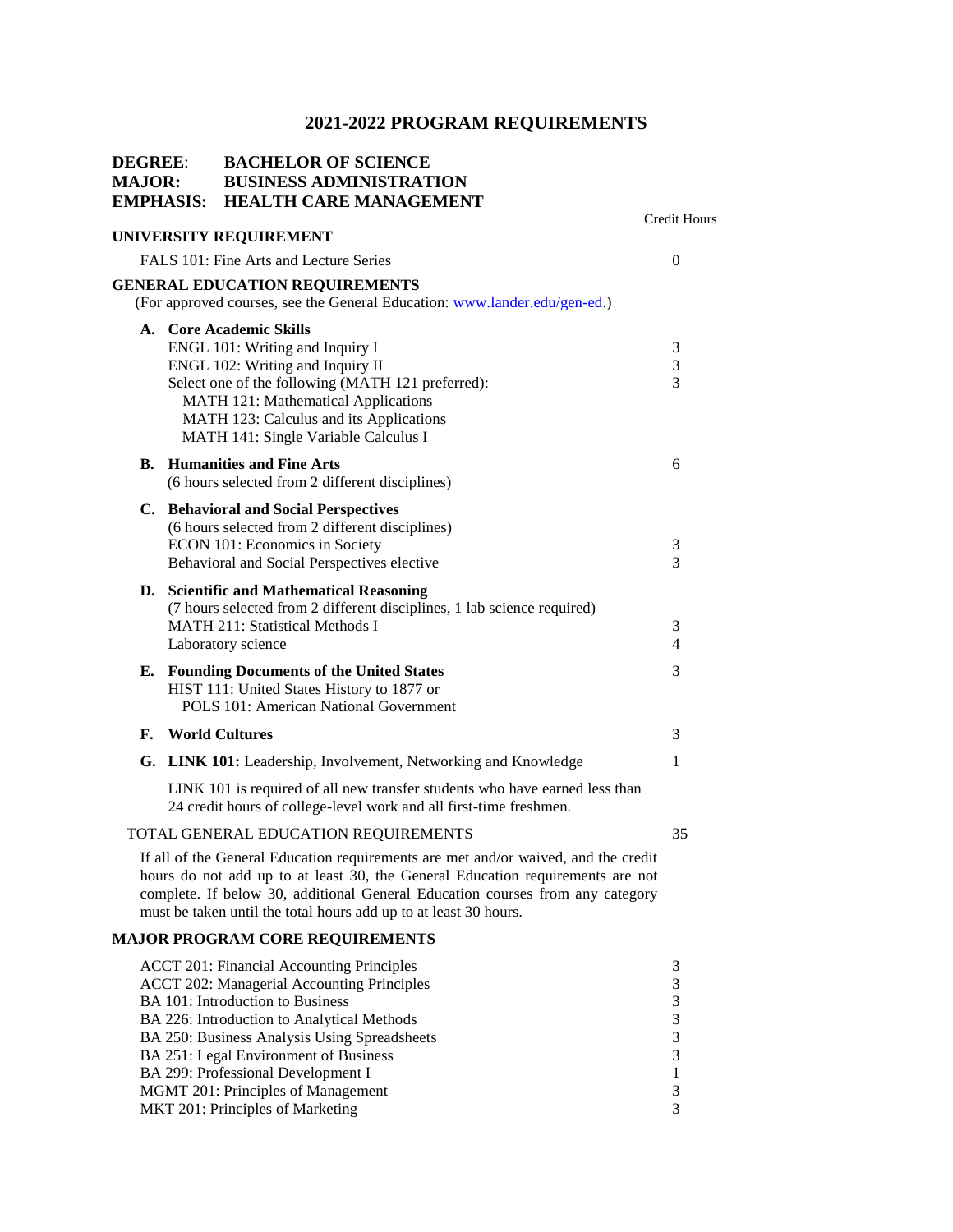# 2021-2022 PROGRAM REQUIREMENTS

**DEGREE:** **BACHELOR OF SCIENCE**
**MAJOR:** **BUSINESS ADMINISTRATION**
**EMPHASIS:** **HEALTH CARE MANAGEMENT**

| | Credit Hours |
|---|---|
| **UNIVERSITY REQUIREMENT** | |
| FALS 101: Fine Arts and Lecture Series | 0 |
| **GENERAL EDUCATION REQUIREMENTS** | |
| (For approved courses, see the General Education: [www.lander.edu/gen-ed](www.lander.edu/gen-ed).) | |
| **A. Core Academic Skills** | |
| ENGL 101: Writing and Inquiry I | 3 |
| ENGL 102: Writing and Inquiry II | 3 |
| Select one of the following (MATH 121 preferred): | 3 |
| MATH 121: Mathematical Applications | |
| MATH 123: Calculus and its Applications | |
| MATH 141: Single Variable Calculus I | |
| **B. Humanities and Fine Arts** | 6 |
| (6 hours selected from 2 different disciplines) | |
| **C. Behavioral and Social Perspectives** | |
| (6 hours selected from 2 different disciplines) | |
| ECON 101: Economics in Society | 3 |
| Behavioral and Social Perspectives elective | 3 |
| **D. Scientific and Mathematical Reasoning** | |
| (7 hours selected from 2 different disciplines, 1 lab science required) | |
| MATH 211: Statistical Methods I | 3 |
| Laboratory science | 4 |
| **E. Founding Documents of the United States** | 3 |
| HIST 111: United States History to 1877 or | |
| POLS 101: American National Government | |
| **F. World Cultures** | 3 |
| **G. LINK 101:** Leadership, Involvement, Networking and Knowledge | 1 |
| LINK 101 is required of all new transfer students who have earned less than 24 credit hours of college-level work and all first-time freshmen. | |
| TOTAL GENERAL EDUCATION REQUIREMENTS | 35 |

If all of the General Education requirements are met and/or waived, and the credit hours do not add up to at least 30, the General Education requirements are not complete. If below 30, additional General Education courses from any category must be taken until the total hours add up to at least 30 hours.

**MAJOR PROGRAM CORE REQUIREMENTS**

| | |
|---|---|
| ACCT 201: Financial Accounting Principles | 3 |
| ACCT 202: Managerial Accounting Principles | 3 |
| BA 101: Introduction to Business | 3 |
| BA 226: Introduction to Analytical Methods | 3 |
| BA 250: Business Analysis Using Spreadsheets | 3 |
| BA 251: Legal Environment of Business | 3 |
| BA 299: Professional Development I | 1 |
| MGMT 201: Principles of Management | 3 |
| MKT 201: Principles of Marketing | 3 |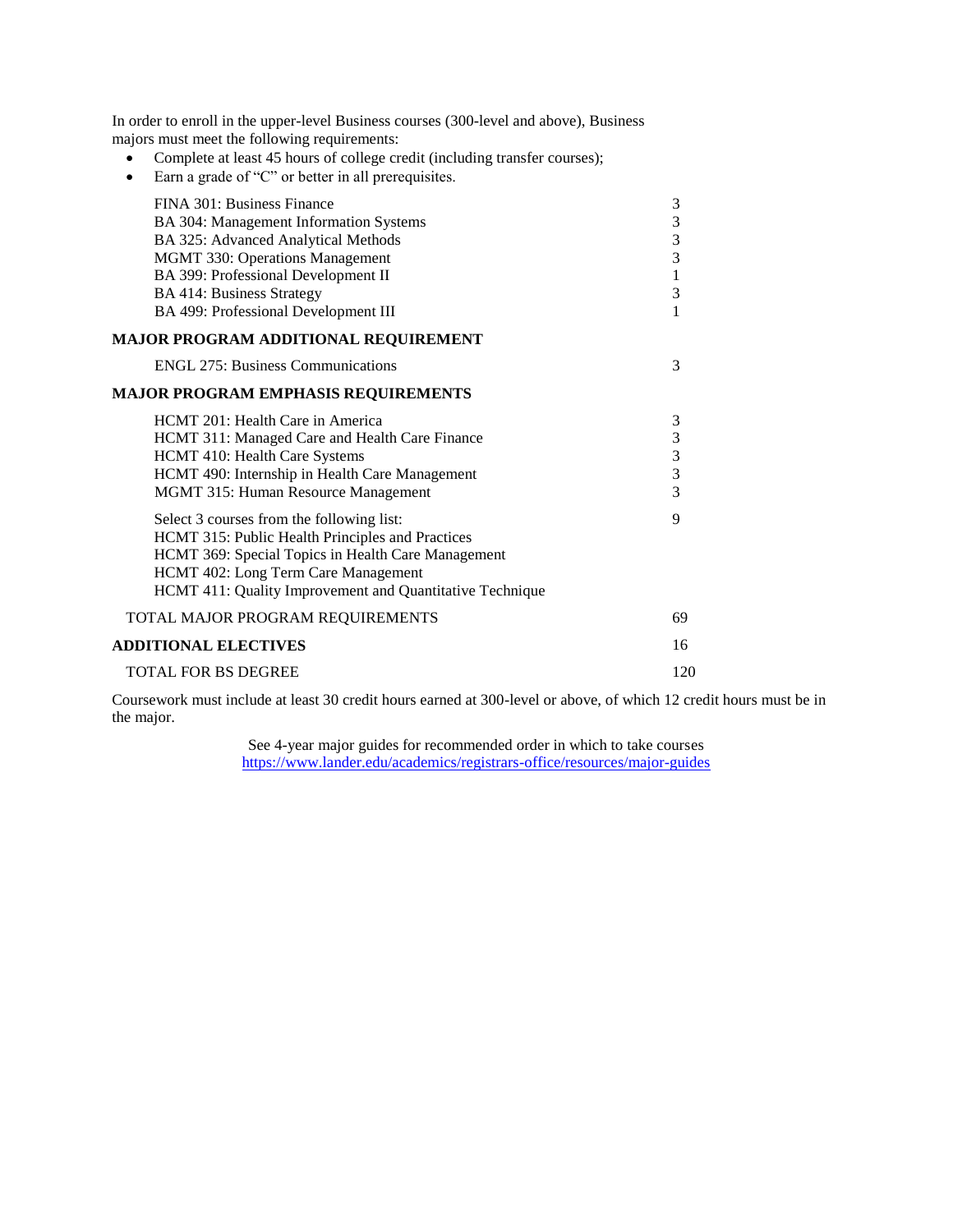In order to enroll in the upper-level Business courses (300-level and above), Business majors must meet the following requirements:

- Complete at least 45 hours of college credit (including transfer courses);
- Earn a grade of "C" or better in all prerequisites.

| Course | Credits |
|---|---|
| FINA 301: Business Finance | 3 |
| BA 304: Management Information Systems | 3 |
| BA 325: Advanced Analytical Methods | 3 |
| MGMT 330: Operations Management | 3 |
| BA 399: Professional Development II | 1 |
| BA 414: Business Strategy | 3 |
| BA 499: Professional Development III | 1 |

**MAJOR PROGRAM ADDITIONAL REQUIREMENT**

| Course | Credits |
|---|---|
| ENGL 275: Business Communications | 3 |

**MAJOR PROGRAM EMPHASIS REQUIREMENTS**

| Course | Credits |
|---|---|
| HCMT 201: Health Care in America | 3 |
| HCMT 311: Managed Care and Health Care Finance | 3 |
| HCMT 410: Health Care Systems | 3 |
| HCMT 490: Internship in Health Care Management | 3 |
| MGMT 315: Human Resource Management | 3 |
| Select 3 courses from the following list:<br>HCMT 315: Public Health Principles and Practices<br>HCMT 369: Special Topics in Health Care Management<br>HCMT 402: Long Term Care Management<br>HCMT 411: Quality Improvement and Quantitative Technique | 9 |

| | |
|---|---|
| TOTAL MAJOR PROGRAM REQUIREMENTS | 69 |
| **ADDITIONAL ELECTIVES** | 16 |
| TOTAL FOR BS DEGREE | 120 |

Coursework must include at least 30 credit hours earned at 300-level or above, of which 12 credit hours must be in the major.

See 4-year major guides for recommended order in which to take courses
https://www.lander.edu/academics/registrars-office/resources/major-guides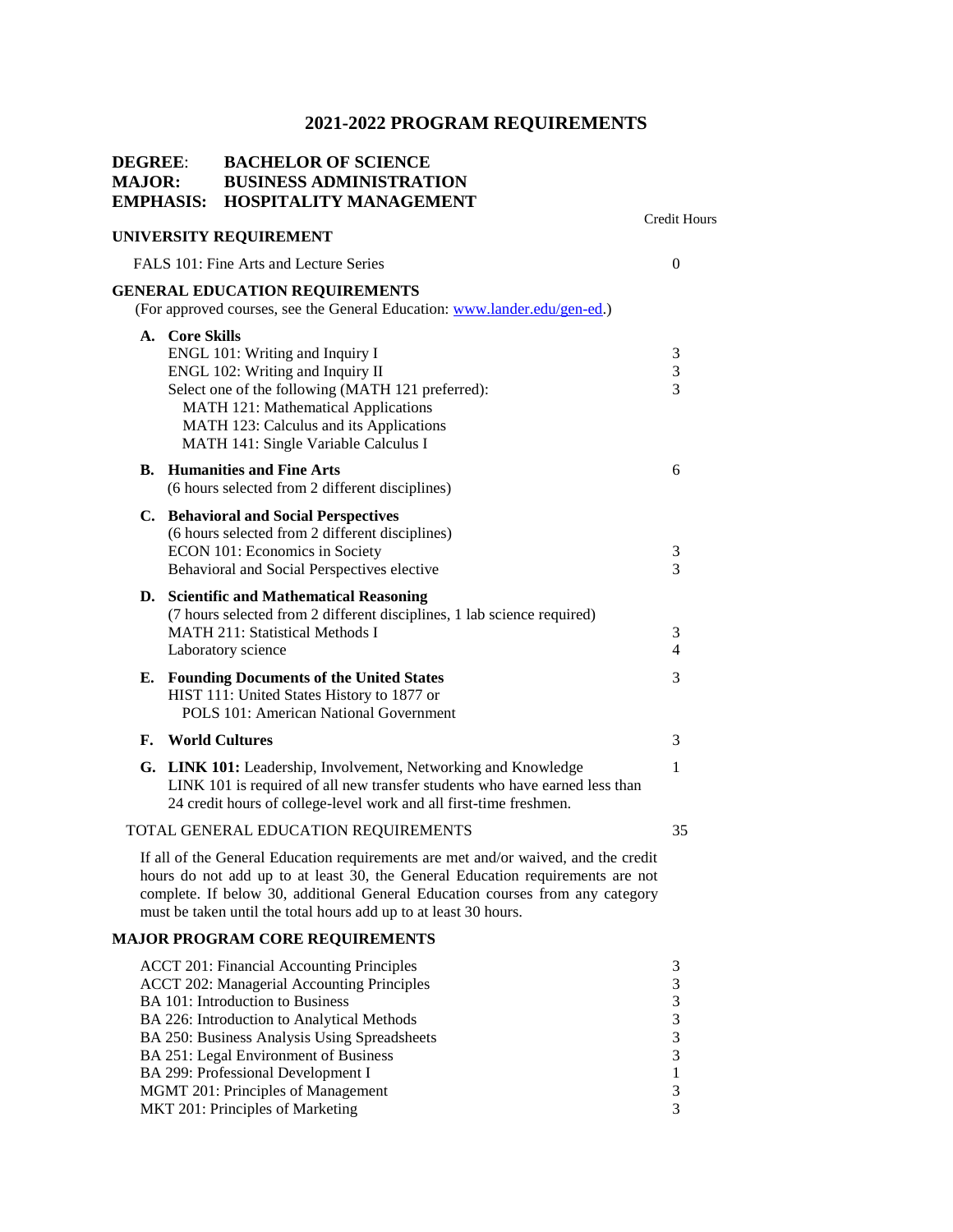# 2021-2022 PROGRAM REQUIREMENTS

**DEGREE:** **BACHELOR OF SCIENCE**
**MAJOR:** **BUSINESS ADMINISTRATION**
**EMPHASIS:** **HOSPITALITY MANAGEMENT**

| | Credit Hours |
|---|---|
| **UNIVERSITY REQUIREMENT** | |
| FALS 101: Fine Arts and Lecture Series | 0 |
| **GENERAL EDUCATION REQUIREMENTS** (For approved courses, see the General Education: [www.lander.edu/gen-ed](www.lander.edu/gen-ed).) | |
| **A. Core Skills** | |
| ENGL 101: Writing and Inquiry I | 3 |
| ENGL 102: Writing and Inquiry II | 3 |
| Select one of the following (MATH 121 preferred): MATH 121: Mathematical Applications; MATH 123: Calculus and its Applications; MATH 141: Single Variable Calculus I | 3 |
| **B. Humanities and Fine Arts** (6 hours selected from 2 different disciplines) | 6 |
| **C. Behavioral and Social Perspectives** (6 hours selected from 2 different disciplines) | |
| ECON 101: Economics in Society | 3 |
| Behavioral and Social Perspectives elective | 3 |
| **D. Scientific and Mathematical Reasoning** (7 hours selected from 2 different disciplines, 1 lab science required) | |
| MATH 211: Statistical Methods I | 3 |
| Laboratory science | 4 |
| **E. Founding Documents of the United States** HIST 111: United States History to 1877 or POLS 101: American National Government | 3 |
| **F. World Cultures** | 3 |
| **G. LINK 101:** Leadership, Involvement, Networking and Knowledge. LINK 101 is required of all new transfer students who have earned less than 24 credit hours of college-level work and all first-time freshmen. | 1 |
| TOTAL GENERAL EDUCATION REQUIREMENTS | 35 |

If all of the General Education requirements are met and/or waived, and the credit hours do not add up to at least 30, the General Education requirements are not complete. If below 30, additional General Education courses from any category must be taken until the total hours add up to at least 30 hours.

**MAJOR PROGRAM CORE REQUIREMENTS**

| Course | Credit Hours |
|---|---|
| ACCT 201: Financial Accounting Principles | 3 |
| ACCT 202: Managerial Accounting Principles | 3 |
| BA 101: Introduction to Business | 3 |
| BA 226: Introduction to Analytical Methods | 3 |
| BA 250: Business Analysis Using Spreadsheets | 3 |
| BA 251: Legal Environment of Business | 3 |
| BA 299: Professional Development I | 1 |
| MGMT 201: Principles of Management | 3 |
| MKT 201: Principles of Marketing | 3 |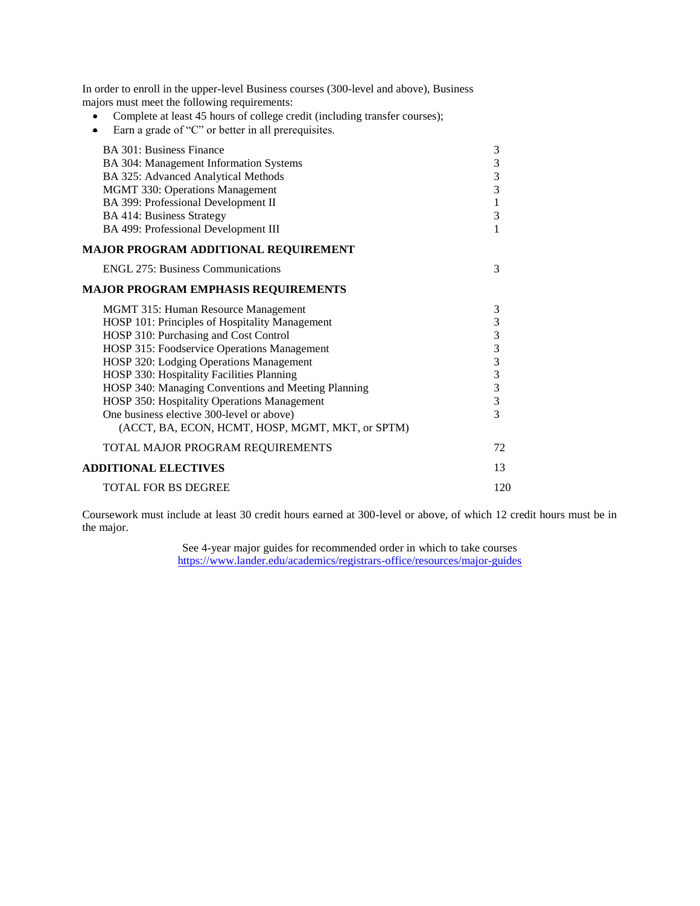In order to enroll in the upper-level Business courses (300-level and above), Business majors must meet the following requirements:

- Complete at least 45 hours of college credit (including transfer courses);
- Earn a grade of "C" or better in all prerequisites.

| | |
|---|---|
| BA 301: Business Finance | 3 |
| BA 304: Management Information Systems | 3 |
| BA 325: Advanced Analytical Methods | 3 |
| MGMT 330: Operations Management | 3 |
| BA 399: Professional Development II | 1 |
| BA 414: Business Strategy | 3 |
| BA 499: Professional Development III | 1 |

**MAJOR PROGRAM ADDITIONAL REQUIREMENT**

| | |
|---|---|
| ENGL 275: Business Communications | 3 |

**MAJOR PROGRAM EMPHASIS REQUIREMENTS**

| | |
|---|---|
| MGMT 315: Human Resource Management | 3 |
| HOSP 101: Principles of Hospitality Management | 3 |
| HOSP 310: Purchasing and Cost Control | 3 |
| HOSP 315: Foodservice Operations Management | 3 |
| HOSP 320: Lodging Operations Management | 3 |
| HOSP 330: Hospitality Facilities Planning | 3 |
| HOSP 340: Managing Conventions and Meeting Planning | 3 |
| HOSP 350: Hospitality Operations Management | 3 |
| One business elective 300-level or above) (ACCT, BA, ECON, HCMT, HOSP, MGMT, MKT, or SPTM) | 3 |
| TOTAL MAJOR PROGRAM REQUIREMENTS | 72 |
| **ADDITIONAL ELECTIVES** | 13 |
| TOTAL FOR BS DEGREE | 120 |

Coursework must include at least 30 credit hours earned at 300-level or above, of which 12 credit hours must be in the major.

See 4-year major guides for recommended order in which to take courses
https://www.lander.edu/academics/registrars-office/resources/major-guides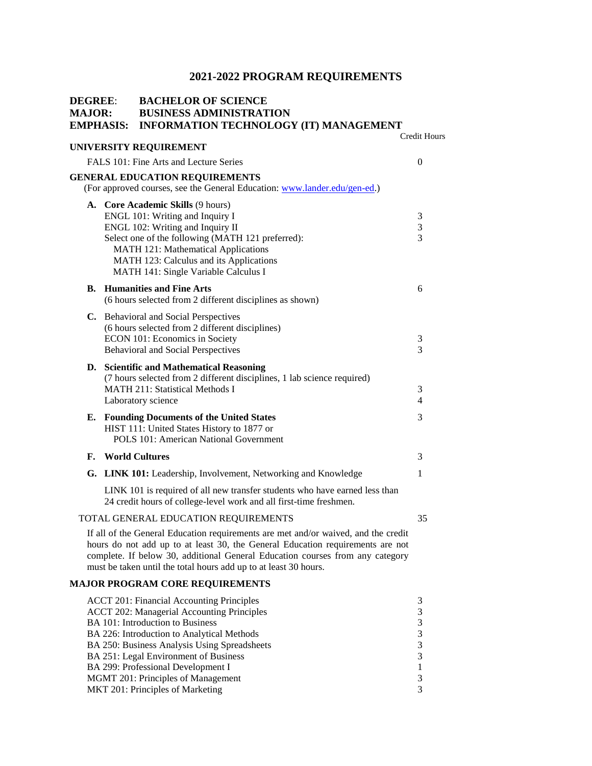# 2021-2022 PROGRAM REQUIREMENTS

**DEGREE:** BACHELOR OF SCIENCE
**MAJOR:** BUSINESS ADMINISTRATION
**EMPHASIS:** INFORMATION TECHNOLOGY (IT) MANAGEMENT

| | Credit Hours |
|---|---|
| **UNIVERSITY REQUIREMENT** | |
| FALS 101: Fine Arts and Lecture Series | 0 |
| **GENERAL EDUCATION REQUIREMENTS** (For approved courses, see the General Education: www.lander.edu/gen-ed.) | |
| **A. Core Academic Skills** (9 hours) | |
| ENGL 101: Writing and Inquiry I | 3 |
| ENGL 102: Writing and Inquiry II | 3 |
| Select one of the following (MATH 121 preferred): MATH 121: Mathematical Applications; MATH 123: Calculus and its Applications; MATH 141: Single Variable Calculus I | 3 |
| **B. Humanities and Fine Arts** (6 hours selected from 2 different disciplines as shown) | 6 |
| **C.** Behavioral and Social Perspectives (6 hours selected from 2 different disciplines) | |
| ECON 101: Economics in Society | 3 |
| Behavioral and Social Perspectives | 3 |
| **D. Scientific and Mathematical Reasoning** (7 hours selected from 2 different disciplines, 1 lab science required) | |
| MATH 211: Statistical Methods I | 3 |
| Laboratory science | 4 |
| **E. Founding Documents of the United States** HIST 111: United States History to 1877 or POLS 101: American National Government | 3 |
| **F. World Cultures** | 3 |
| **G. LINK 101:** Leadership, Involvement, Networking and Knowledge | 1 |
| TOTAL GENERAL EDUCATION REQUIREMENTS | 35 |

LINK 101 is required of all new transfer students who have earned less than 24 credit hours of college-level work and all first-time freshmen.

If all of the General Education requirements are met and/or waived, and the credit hours do not add up to at least 30, the General Education requirements are not complete. If below 30, additional General Education courses from any category must be taken until the total hours add up to at least 30 hours.

## MAJOR PROGRAM CORE REQUIREMENTS

| Course | Credit Hours |
|---|---|
| ACCT 201: Financial Accounting Principles | 3 |
| ACCT 202: Managerial Accounting Principles | 3 |
| BA 101: Introduction to Business | 3 |
| BA 226: Introduction to Analytical Methods | 3 |
| BA 250: Business Analysis Using Spreadsheets | 3 |
| BA 251: Legal Environment of Business | 3 |
| BA 299: Professional Development I | 1 |
| MGMT 201: Principles of Management | 3 |
| MKT 201: Principles of Marketing | 3 |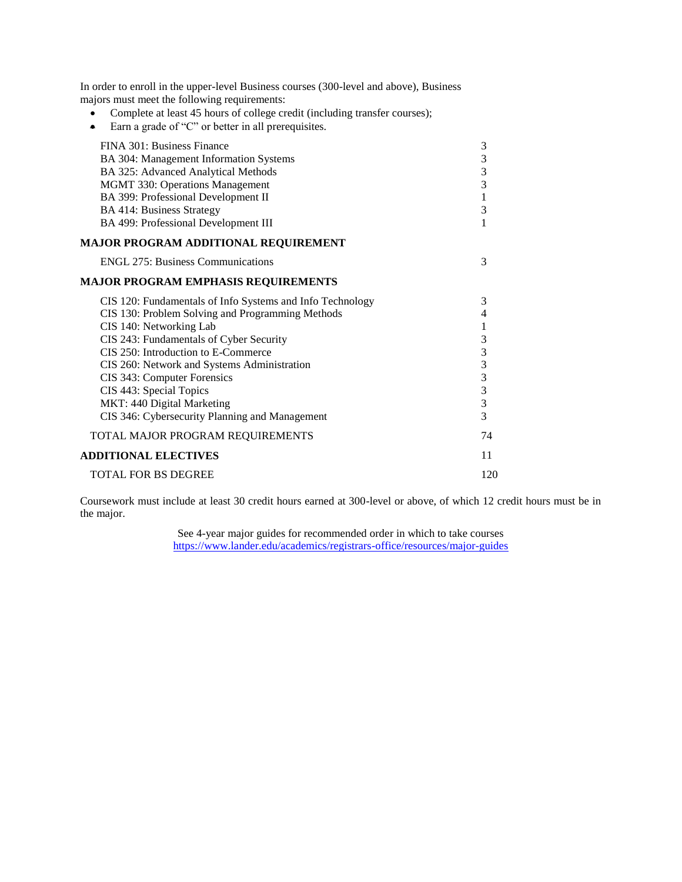In order to enroll in the upper-level Business courses (300-level and above), Business majors must meet the following requirements:

- Complete at least 45 hours of college credit (including transfer courses);
- Earn a grade of "C" or better in all prerequisites.

| Course | Credits |
|---|---|
| FINA 301: Business Finance | 3 |
| BA 304: Management Information Systems | 3 |
| BA 325: Advanced Analytical Methods | 3 |
| MGMT 330: Operations Management | 3 |
| BA 399: Professional Development II | 1 |
| BA 414: Business Strategy | 3 |
| BA 499: Professional Development III | 1 |

**MAJOR PROGRAM ADDITIONAL REQUIREMENT**

| Course | Credits |
|---|---|
| ENGL 275: Business Communications | 3 |

**MAJOR PROGRAM EMPHASIS REQUIREMENTS**

| Course | Credits |
|---|---|
| CIS 120: Fundamentals of Info Systems and Info Technology | 3 |
| CIS 130: Problem Solving and Programming Methods | 4 |
| CIS 140: Networking Lab | 1 |
| CIS 243: Fundamentals of Cyber Security | 3 |
| CIS 250: Introduction to E-Commerce | 3 |
| CIS 260: Network and Systems Administration | 3 |
| CIS 343: Computer Forensics | 3 |
| CIS 443: Special Topics | 3 |
| MKT: 440 Digital Marketing | 3 |
| CIS 346: Cybersecurity Planning and Management | 3 |

| | |
|---|---|
| TOTAL MAJOR PROGRAM REQUIREMENTS | 74 |
| **ADDITIONAL ELECTIVES** | 11 |
| TOTAL FOR BS DEGREE | 120 |

Coursework must include at least 30 credit hours earned at 300-level or above, of which 12 credit hours must be in the major.

See 4-year major guides for recommended order in which to take courses
https://www.lander.edu/academics/registrars-office/resources/major-guides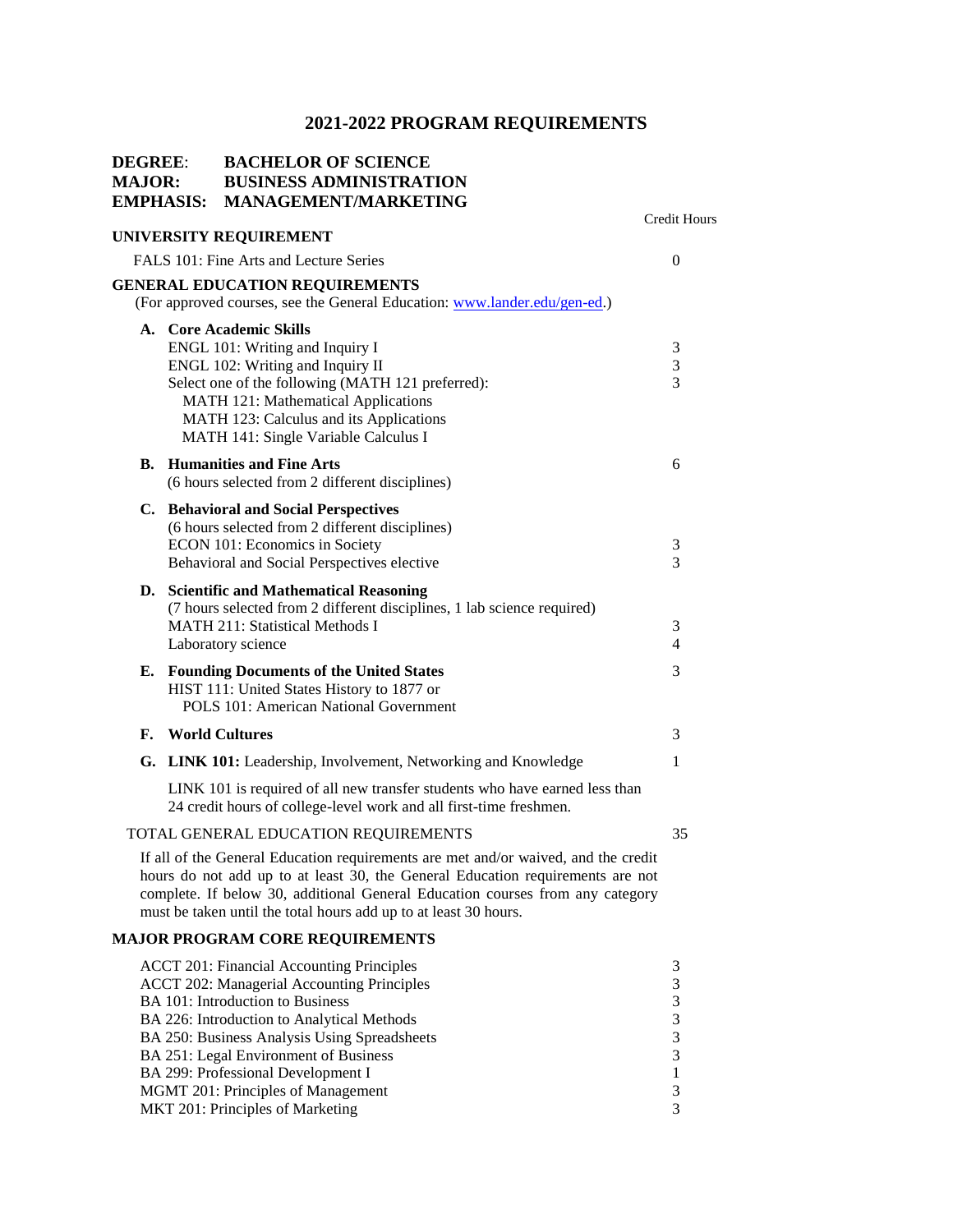# 2021-2022 PROGRAM REQUIREMENTS

**DEGREE:** BACHELOR OF SCIENCE
**MAJOR:** BUSINESS ADMINISTRATION
**EMPHASIS:** MANAGEMENT/MARKETING

| | Credit Hours |
|---|---|
| **UNIVERSITY REQUIREMENT** | |
| FALS 101: Fine Arts and Lecture Series | 0 |
| **GENERAL EDUCATION REQUIREMENTS** | |
| (For approved courses, see the General Education: www.lander.edu/gen-ed.) | |
| **A. Core Academic Skills** | |
| ENGL 101: Writing and Inquiry I | 3 |
| ENGL 102: Writing and Inquiry II | 3 |
| Select one of the following (MATH 121 preferred): | 3 |
| MATH 121: Mathematical Applications | |
| MATH 123: Calculus and its Applications | |
| MATH 141: Single Variable Calculus I | |
| **B. Humanities and Fine Arts** | 6 |
| (6 hours selected from 2 different disciplines) | |
| **C. Behavioral and Social Perspectives** | |
| (6 hours selected from 2 different disciplines) | |
| ECON 101: Economics in Society | 3 |
| Behavioral and Social Perspectives elective | 3 |
| **D. Scientific and Mathematical Reasoning** | |
| (7 hours selected from 2 different disciplines, 1 lab science required) | |
| MATH 211: Statistical Methods I | 3 |
| Laboratory science | 4 |
| **E. Founding Documents of the United States** | 3 |
| HIST 111: United States History to 1877 or POLS 101: American National Government | |
| **F. World Cultures** | 3 |
| **G. LINK 101:** Leadership, Involvement, Networking and Knowledge | 1 |
| LINK 101 is required of all new transfer students who have earned less than 24 credit hours of college-level work and all first-time freshmen. | |
| TOTAL GENERAL EDUCATION REQUIREMENTS | 35 |

If all of the General Education requirements are met and/or waived, and the credit hours do not add up to at least 30, the General Education requirements are not complete. If below 30, additional General Education courses from any category must be taken until the total hours add up to at least 30 hours.

| **MAJOR PROGRAM CORE REQUIREMENTS** | |
|---|---|
| ACCT 201: Financial Accounting Principles | 3 |
| ACCT 202: Managerial Accounting Principles | 3 |
| BA 101: Introduction to Business | 3 |
| BA 226: Introduction to Analytical Methods | 3 |
| BA 250: Business Analysis Using Spreadsheets | 3 |
| BA 251: Legal Environment of Business | 3 |
| BA 299: Professional Development I | 1 |
| MGMT 201: Principles of Management | 3 |
| MKT 201: Principles of Marketing | 3 |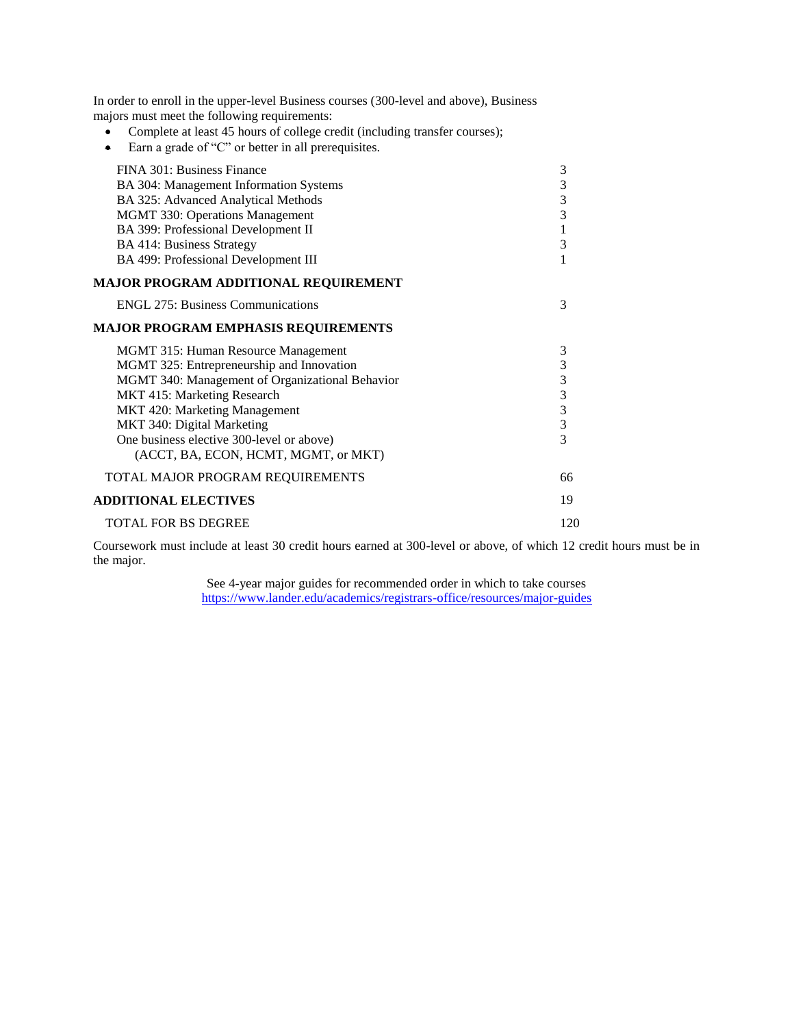In order to enroll in the upper-level Business courses (300-level and above), Business majors must meet the following requirements:

- Complete at least 45 hours of college credit (including transfer courses);
- Earn a grade of "C" or better in all prerequisites.

| Course | Credits |
|---|---|
| FINA 301: Business Finance | 3 |
| BA 304: Management Information Systems | 3 |
| BA 325: Advanced Analytical Methods | 3 |
| MGMT 330: Operations Management | 3 |
| BA 399: Professional Development II | 1 |
| BA 414: Business Strategy | 3 |
| BA 499: Professional Development III | 1 |

**MAJOR PROGRAM ADDITIONAL REQUIREMENT**

| Course | Credits |
|---|---|
| ENGL 275: Business Communications | 3 |

**MAJOR PROGRAM EMPHASIS REQUIREMENTS**

| Course | Credits |
|---|---|
| MGMT 315: Human Resource Management | 3 |
| MGMT 325: Entrepreneurship and Innovation | 3 |
| MGMT 340: Management of Organizational Behavior | 3 |
| MKT 415: Marketing Research | 3 |
| MKT 420: Marketing Management | 3 |
| MKT 340: Digital Marketing | 3 |
| One business elective 300-level or above) (ACCT, BA, ECON, HCMT, MGMT, or MKT) | 3 |

| | |
|---|---|
| TOTAL MAJOR PROGRAM REQUIREMENTS | 66 |
| **ADDITIONAL ELECTIVES** | 19 |
| TOTAL FOR BS DEGREE | 120 |

Coursework must include at least 30 credit hours earned at 300-level or above, of which 12 credit hours must be in the major.

See 4-year major guides for recommended order in which to take courses
https://www.lander.edu/academics/registrars-office/resources/major-guides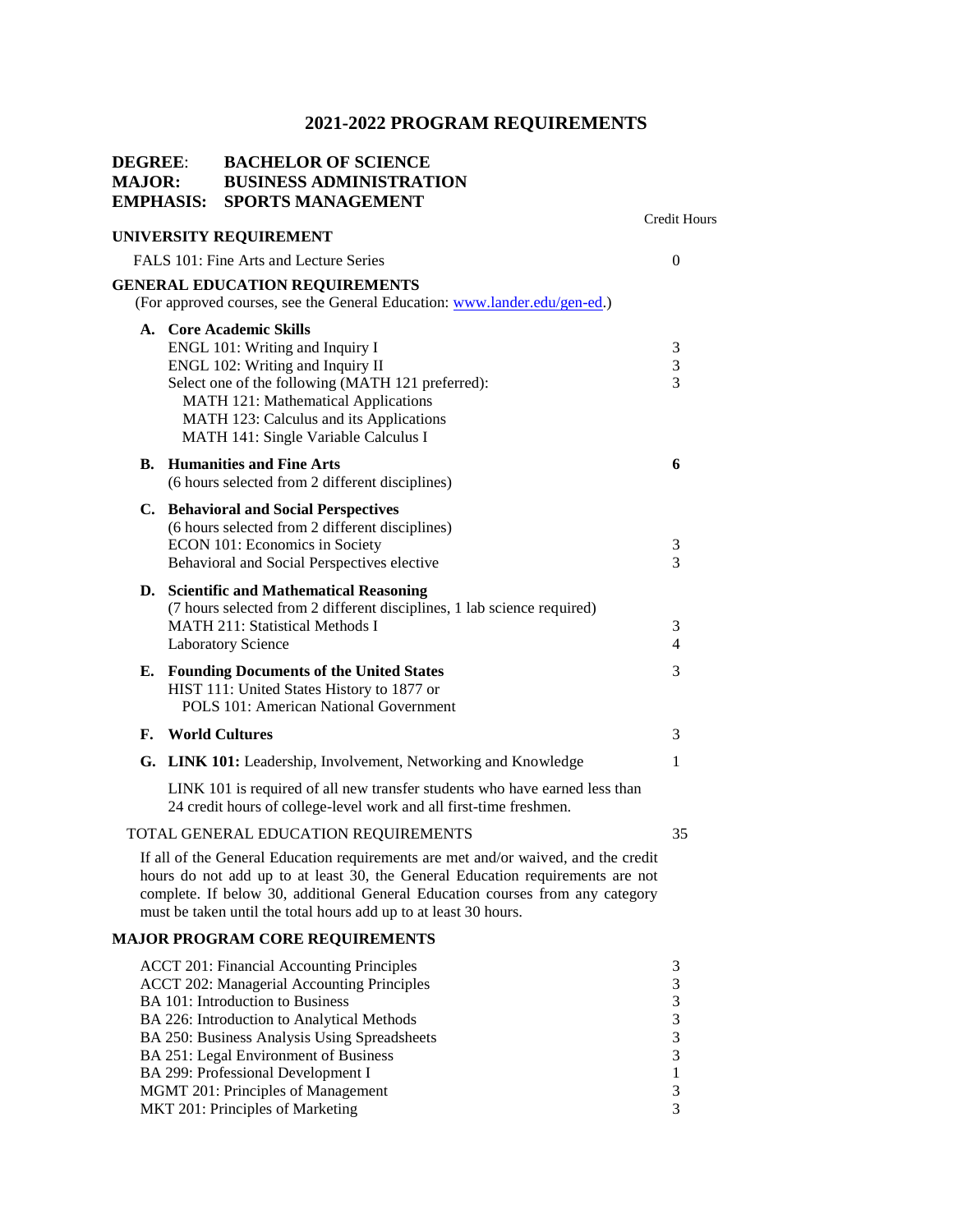# 2021-2022 PROGRAM REQUIREMENTS

**DEGREE:** **BACHELOR OF SCIENCE**
**MAJOR:** **BUSINESS ADMINISTRATION**
**EMPHASIS:** **SPORTS MANAGEMENT**

| | Credit Hours |
|---|---|
| **UNIVERSITY REQUIREMENT** | |
| FALS 101: Fine Arts and Lecture Series | 0 |
| **GENERAL EDUCATION REQUIREMENTS** | |
| (For approved courses, see the General Education: www.lander.edu/gen-ed.) | |
| **A. Core Academic Skills** | |
| ENGL 101: Writing and Inquiry I | 3 |
| ENGL 102: Writing and Inquiry II | 3 |
| Select one of the following (MATH 121 preferred): | 3 |
| MATH 121: Mathematical Applications | |
| MATH 123: Calculus and its Applications | |
| MATH 141: Single Variable Calculus I | |
| **B. Humanities and Fine Arts** | **6** |
| (6 hours selected from 2 different disciplines) | |
| **C. Behavioral and Social Perspectives** | |
| (6 hours selected from 2 different disciplines) | |
| ECON 101: Economics in Society | 3 |
| Behavioral and Social Perspectives elective | 3 |
| **D. Scientific and Mathematical Reasoning** | |
| (7 hours selected from 2 different disciplines, 1 lab science required) | |
| MATH 211: Statistical Methods I | 3 |
| Laboratory Science | 4 |
| **E. Founding Documents of the United States** | 3 |
| HIST 111: United States History to 1877 or POLS 101: American National Government | |
| **F. World Cultures** | 3 |
| **G. LINK 101:** Leadership, Involvement, Networking and Knowledge | 1 |
| LINK 101 is required of all new transfer students who have earned less than 24 credit hours of college-level work and all first-time freshmen. | |
| TOTAL GENERAL EDUCATION REQUIREMENTS | 35 |

If all of the General Education requirements are met and/or waived, and the credit hours do not add up to at least 30, the General Education requirements are not complete. If below 30, additional General Education courses from any category must be taken until the total hours add up to at least 30 hours.

**MAJOR PROGRAM CORE REQUIREMENTS**

| | |
|---|---|
| ACCT 201: Financial Accounting Principles | 3 |
| ACCT 202: Managerial Accounting Principles | 3 |
| BA 101: Introduction to Business | 3 |
| BA 226: Introduction to Analytical Methods | 3 |
| BA 250: Business Analysis Using Spreadsheets | 3 |
| BA 251: Legal Environment of Business | 3 |
| BA 299: Professional Development I | 1 |
| MGMT 201: Principles of Management | 3 |
| MKT 201: Principles of Marketing | 3 |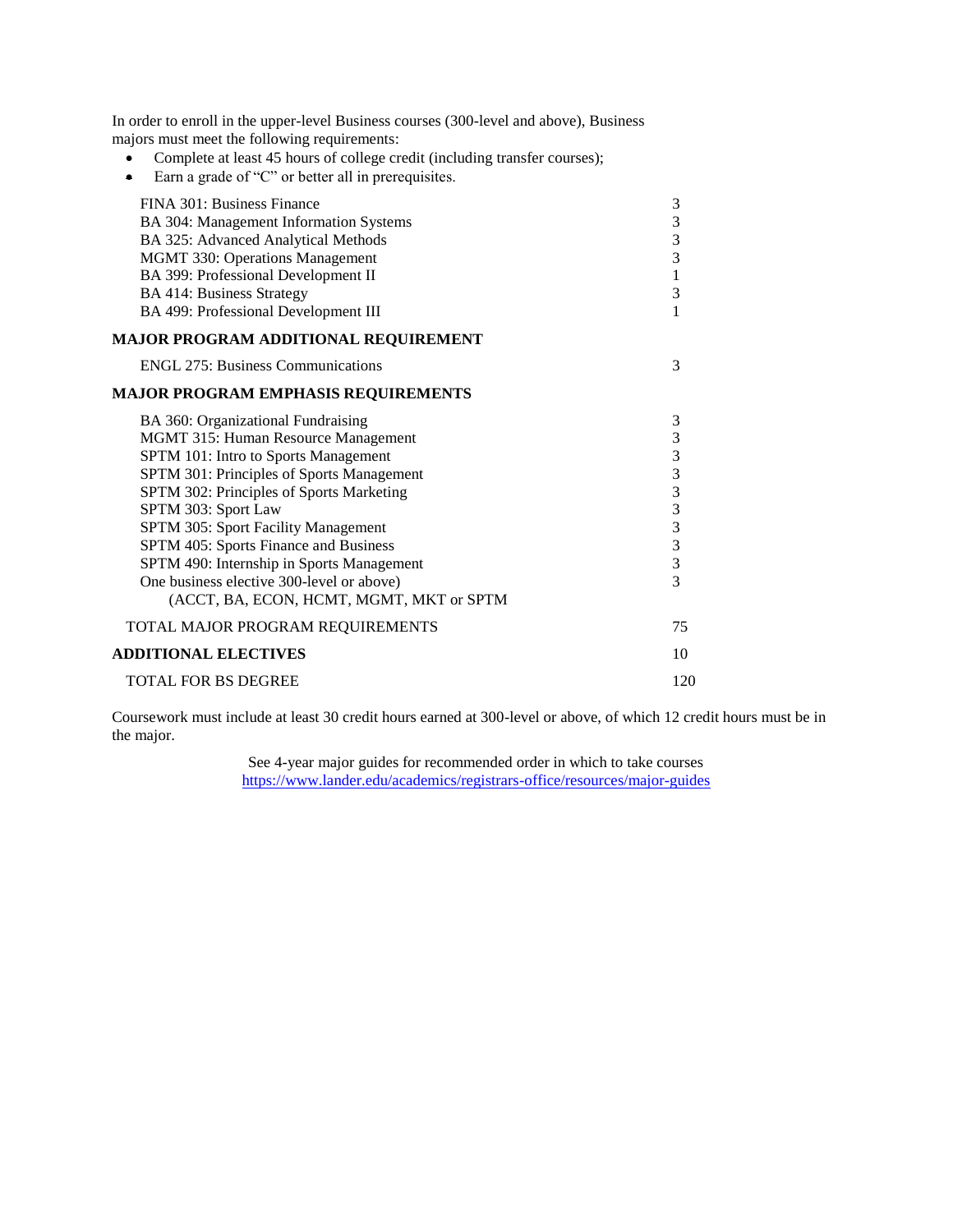In order to enroll in the upper-level Business courses (300-level and above), Business majors must meet the following requirements:

- Complete at least 45 hours of college credit (including transfer courses);
- Earn a grade of "C" or better all in prerequisites.

| | |
|---|---|
| FINA 301: Business Finance | 3 |
| BA 304: Management Information Systems | 3 |
| BA 325: Advanced Analytical Methods | 3 |
| MGMT 330: Operations Management | 3 |
| BA 399: Professional Development II | 1 |
| BA 414: Business Strategy | 3 |
| BA 499: Professional Development III | 1 |

**MAJOR PROGRAM ADDITIONAL REQUIREMENT**

| | |
|---|---|
| ENGL 275: Business Communications | 3 |

**MAJOR PROGRAM EMPHASIS REQUIREMENTS**

| | |
|---|---|
| BA 360: Organizational Fundraising | 3 |
| MGMT 315: Human Resource Management | 3 |
| SPTM 101: Intro to Sports Management | 3 |
| SPTM 301: Principles of Sports Management | 3 |
| SPTM 302: Principles of Sports Marketing | 3 |
| SPTM 303: Sport Law | 3 |
| SPTM 305: Sport Facility Management | 3 |
| SPTM 405: Sports Finance and Business | 3 |
| SPTM 490: Internship in Sports Management | 3 |
| One business elective 300-level or above) (ACCT, BA, ECON, HCMT, MGMT, MKT or SPTM | 3 |

| | |
|---|---|
| TOTAL MAJOR PROGRAM REQUIREMENTS | 75 |
| **ADDITIONAL ELECTIVES** | 10 |
| TOTAL FOR BS DEGREE | 120 |

Coursework must include at least 30 credit hours earned at 300-level or above, of which 12 credit hours must be in the major.

See 4-year major guides for recommended order in which to take courses
https://www.lander.edu/academics/registrars-office/resources/major-guides